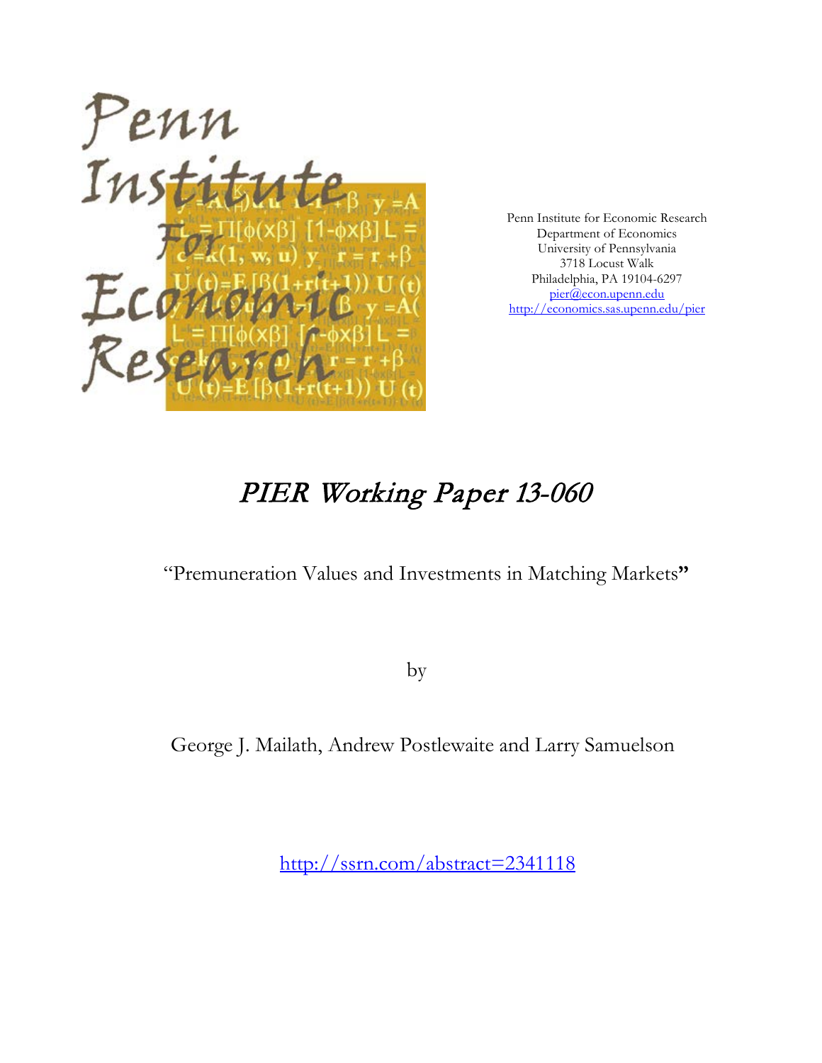Penn Institute for Economic Research
Department of Economics
University of Pennsylvania
3718 Locust Walk
Philadelphia, PA 19104-6297
pier@econ.upenn.edu
http://economics.sas.upenn.edu/pier

# *PIER Working Paper 13-060*

"Premuneration Values and Investments in Matching Markets"

by

George J. Mailath, Andrew Postlewaite and Larry Samuelson

http://ssrn.com/abstract=2341118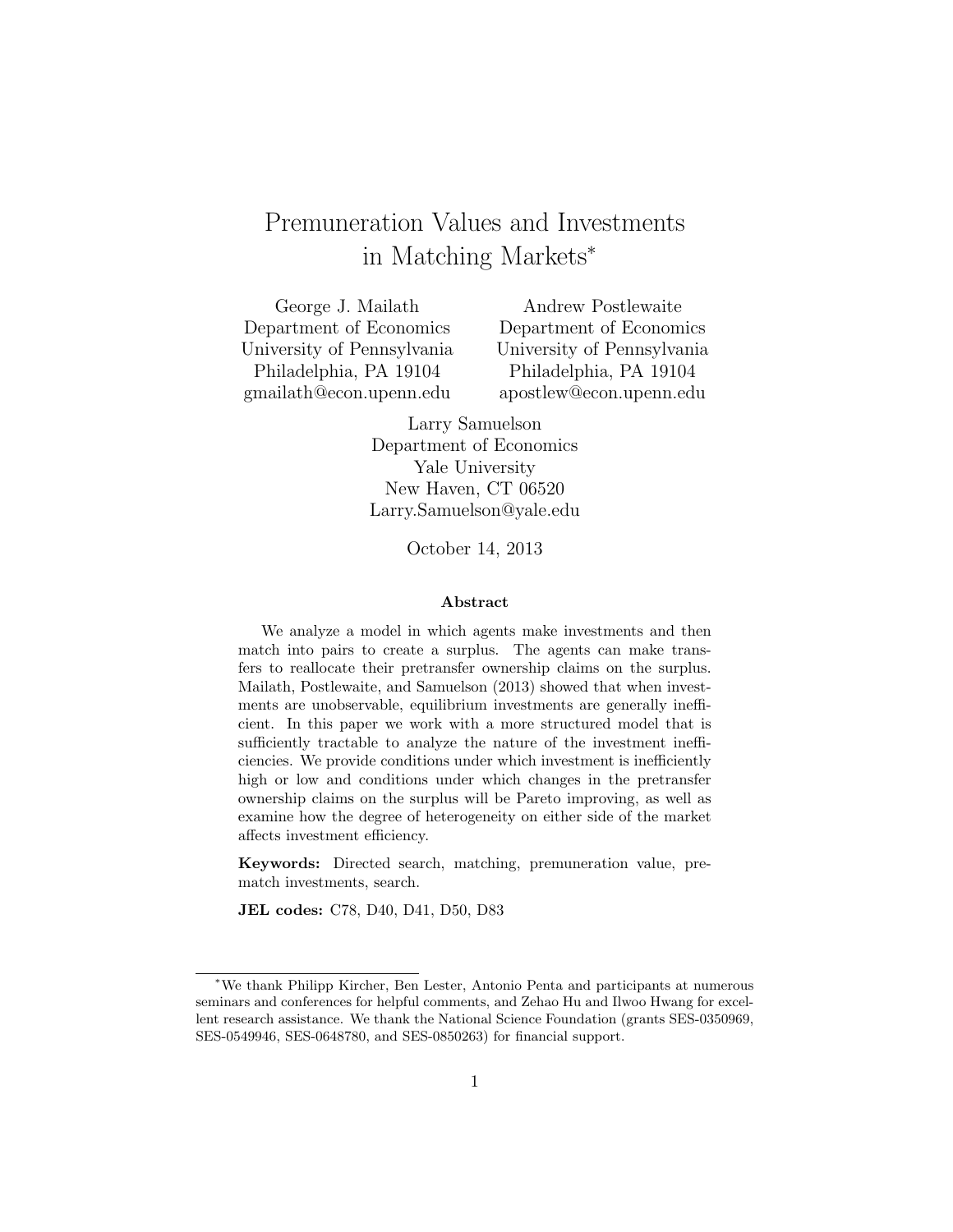# Premuneration Values and Investments in Matching Markets*

George J. Mailath
Department of Economics
University of Pennsylvania
Philadelphia, PA 19104
gmailath@econ.upenn.edu

Andrew Postlewaite
Department of Economics
University of Pennsylvania
Philadelphia, PA 19104
apostlew@econ.upenn.edu

Larry Samuelson
Department of Economics
Yale University
New Haven, CT 06520
Larry.Samuelson@yale.edu

October 14, 2013

### Abstract

We analyze a model in which agents make investments and then match into pairs to create a surplus. The agents can make transfers to reallocate their pretransfer ownership claims on the surplus. Mailath, Postlewaite, and Samuelson (2013) showed that when investments are unobservable, equilibrium investments are generally inefficient. In this paper we work with a more structured model that is sufficiently tractable to analyze the nature of the investment inefficiencies. We provide conditions under which investment is inefficiently high or low and conditions under which changes in the pretransfer ownership claims on the surplus will be Pareto improving, as well as examine how the degree of heterogeneity on either side of the market affects investment efficiency.

**Keywords:** Directed search, matching, premuneration value, prematch investments, search.

**JEL codes:** C78, D40, D41, D50, D83

---

*We thank Philipp Kircher, Ben Lester, Antonio Penta and participants at numerous seminars and conferences for helpful comments, and Zehao Hu and Ilwoo Hwang for excellent research assistance. We thank the National Science Foundation (grants SES-0350969, SES-0549946, SES-0648780, and SES-0850263) for financial support.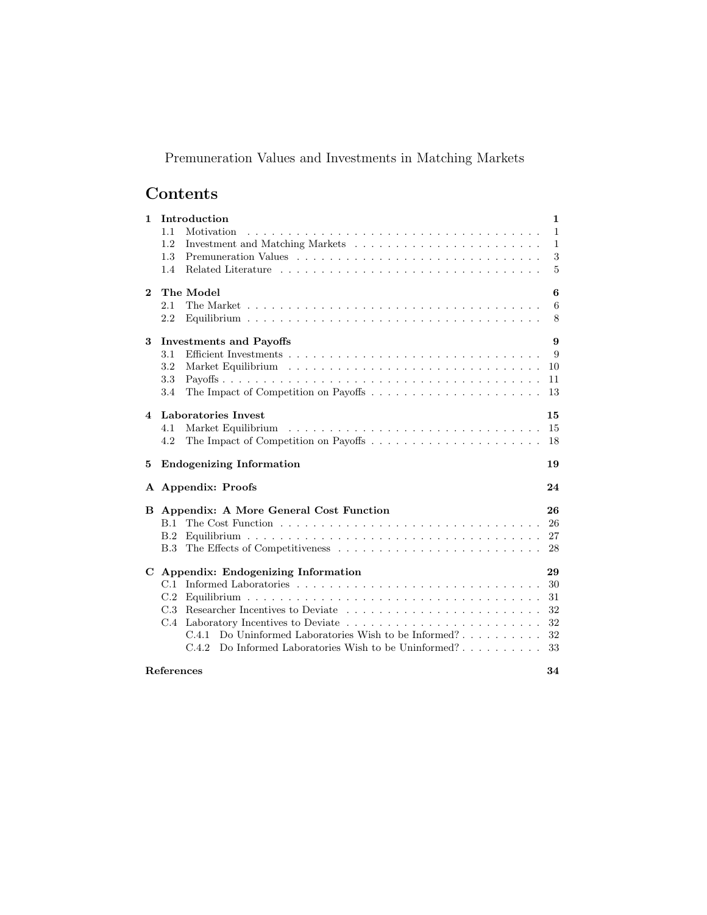Premuneration Values and Investments in Matching Markets

# Contents

**1 Introduction** — **1**
- 1.1 Motivation — 1
- 1.2 Investment and Matching Markets — 1
- 1.3 Premuneration Values — 3
- 1.4 Related Literature — 5

**2 The Model** — **6**
- 2.1 The Market — 6
- 2.2 Equilibrium — 8

**3 Investments and Payoffs** — **9**
- 3.1 Efficient Investments — 9
- 3.2 Market Equilibrium — 10
- 3.3 Payoffs — 11
- 3.4 The Impact of Competition on Payoffs — 13

**4 Laboratories Invest** — **15**
- 4.1 Market Equilibrium — 15
- 4.2 The Impact of Competition on Payoffs — 18

**5 Endogenizing Information** — **19**

**A Appendix: Proofs** — **24**

**B Appendix: A More General Cost Function** — **26**
- B.1 The Cost Function — 26
- B.2 Equilibrium — 27
- B.3 The Effects of Competitiveness — 28

**C Appendix: Endogenizing Information** — **29**
- C.1 Informed Laboratories — 30
- C.2 Equilibrium — 31
- C.3 Researcher Incentives to Deviate — 32
- C.4 Laboratory Incentives to Deviate — 32
  - C.4.1 Do Uninformed Laboratories Wish to be Informed? — 32
  - C.4.2 Do Informed Laboratories Wish to be Uninformed? — 33

**References** — **34**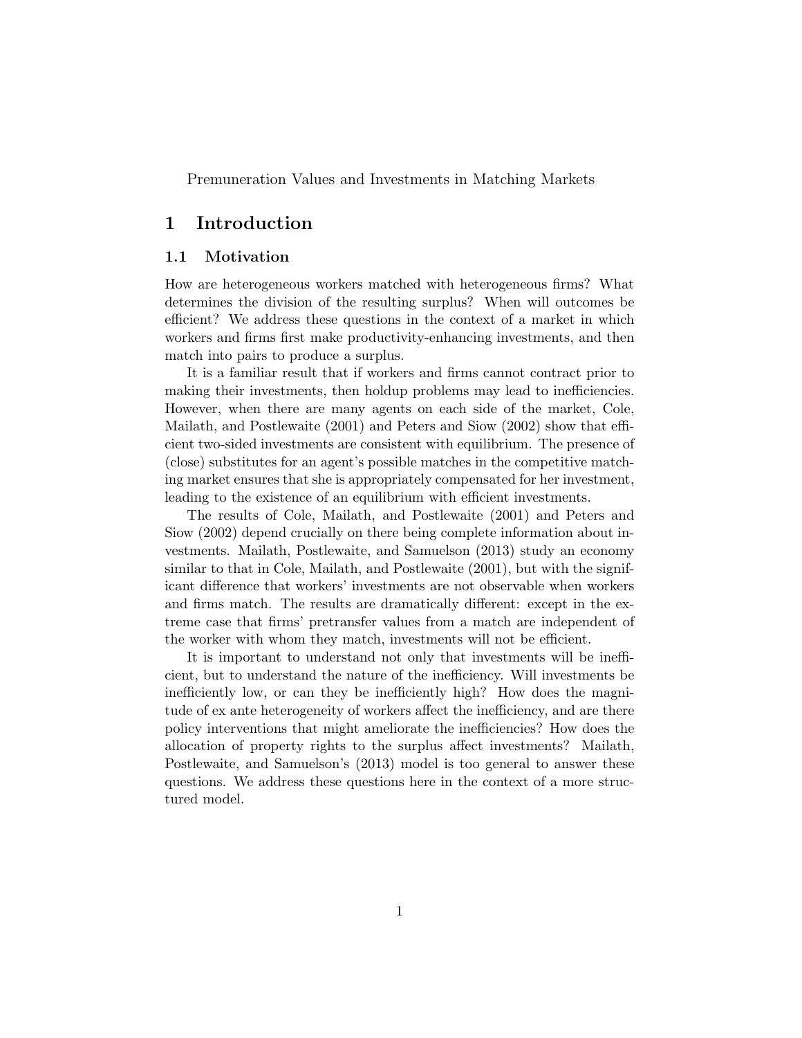Premuneration Values and Investments in Matching Markets

# 1 Introduction

## 1.1 Motivation

How are heterogeneous workers matched with heterogeneous firms? What determines the division of the resulting surplus? When will outcomes be efficient? We address these questions in the context of a market in which workers and firms first make productivity-enhancing investments, and then match into pairs to produce a surplus.

It is a familiar result that if workers and firms cannot contract prior to making their investments, then holdup problems may lead to inefficiencies. However, when there are many agents on each side of the market, Cole, Mailath, and Postlewaite (2001) and Peters and Siow (2002) show that efficient two-sided investments are consistent with equilibrium. The presence of (close) substitutes for an agent's possible matches in the competitive matching market ensures that she is appropriately compensated for her investment, leading to the existence of an equilibrium with efficient investments.

The results of Cole, Mailath, and Postlewaite (2001) and Peters and Siow (2002) depend crucially on there being complete information about investments. Mailath, Postlewaite, and Samuelson (2013) study an economy similar to that in Cole, Mailath, and Postlewaite (2001), but with the significant difference that workers' investments are not observable when workers and firms match. The results are dramatically different: except in the extreme case that firms' pretransfer values from a match are independent of the worker with whom they match, investments will not be efficient.

It is important to understand not only that investments will be inefficient, but to understand the nature of the inefficiency. Will investments be inefficiently low, or can they be inefficiently high? How does the magnitude of ex ante heterogeneity of workers affect the inefficiency, and are there policy interventions that might ameliorate the inefficiencies? How does the allocation of property rights to the surplus affect investments? Mailath, Postlewaite, and Samuelson's (2013) model is too general to answer these questions. We address these questions here in the context of a more structured model.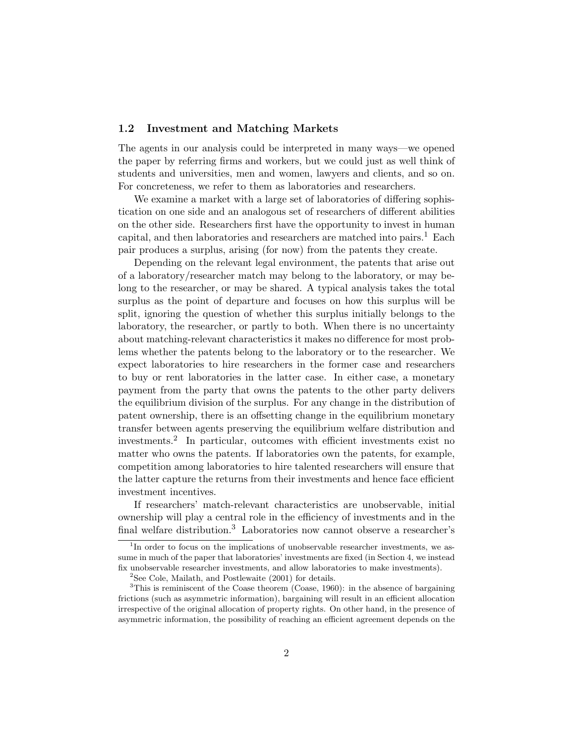## 1.2 Investment and Matching Markets

The agents in our analysis could be interpreted in many ways—we opened the paper by referring firms and workers, but we could just as well think of students and universities, men and women, lawyers and clients, and so on. For concreteness, we refer to them as laboratories and researchers.

We examine a market with a large set of laboratories of differing sophistication on one side and an analogous set of researchers of different abilities on the other side. Researchers first have the opportunity to invest in human capital, and then laboratories and researchers are matched into pairs.[1] Each pair produces a surplus, arising (for now) from the patents they create.

Depending on the relevant legal environment, the patents that arise out of a laboratory/researcher match may belong to the laboratory, or may belong to the researcher, or may be shared. A typical analysis takes the total surplus as the point of departure and focuses on how this surplus will be split, ignoring the question of whether this surplus initially belongs to the laboratory, the researcher, or partly to both. When there is no uncertainty about matching-relevant characteristics it makes no difference for most problems whether the patents belong to the laboratory or to the researcher. We expect laboratories to hire researchers in the former case and researchers to buy or rent laboratories in the latter case. In either case, a monetary payment from the party that owns the patents to the other party delivers the equilibrium division of the surplus. For any change in the distribution of patent ownership, there is an offsetting change in the equilibrium monetary transfer between agents preserving the equilibrium welfare distribution and investments.[2] In particular, outcomes with efficient investments exist no matter who owns the patents. If laboratories own the patents, for example, competition among laboratories to hire talented researchers will ensure that the latter capture the returns from their investments and hence face efficient investment incentives.

If researchers' match-relevant characteristics are unobservable, initial ownership will play a central role in the efficiency of investments and in the final welfare distribution.[3] Laboratories now cannot observe a researcher's

[1] In order to focus on the implications of unobservable researcher investments, we assume in much of the paper that laboratories' investments are fixed (in Section 4, we instead fix unobservable researcher investments, and allow laboratories to make investments).

[2] See Cole, Mailath, and Postlewaite (2001) for details.

[3] This is reminiscent of the Coase theorem (Coase, 1960): in the absence of bargaining frictions (such as asymmetric information), bargaining will result in an efficient allocation irrespective of the original allocation of property rights. On other hand, in the presence of asymmetric information, the possibility of reaching an efficient agreement depends on the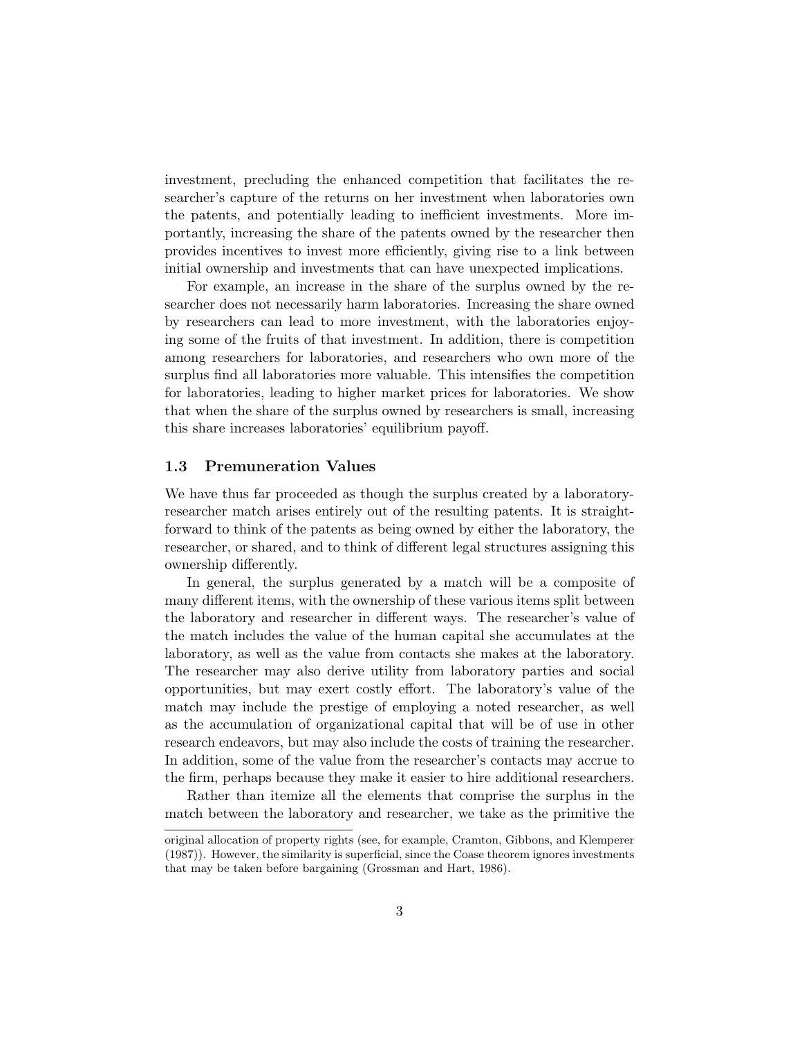investment, precluding the enhanced competition that facilitates the researcher's capture of the returns on her investment when laboratories own the patents, and potentially leading to inefficient investments. More importantly, increasing the share of the patents owned by the researcher then provides incentives to invest more efficiently, giving rise to a link between initial ownership and investments that can have unexpected implications.

For example, an increase in the share of the surplus owned by the researcher does not necessarily harm laboratories. Increasing the share owned by researchers can lead to more investment, with the laboratories enjoying some of the fruits of that investment. In addition, there is competition among researchers for laboratories, and researchers who own more of the surplus find all laboratories more valuable. This intensifies the competition for laboratories, leading to higher market prices for laboratories. We show that when the share of the surplus owned by researchers is small, increasing this share increases laboratories' equilibrium payoff.

### 1.3 Premuneration Values

We have thus far proceeded as though the surplus created by a laboratory-researcher match arises entirely out of the resulting patents. It is straightforward to think of the patents as being owned by either the laboratory, the researcher, or shared, and to think of different legal structures assigning this ownership differently.

In general, the surplus generated by a match will be a composite of many different items, with the ownership of these various items split between the laboratory and researcher in different ways. The researcher's value of the match includes the value of the human capital she accumulates at the laboratory, as well as the value from contacts she makes at the laboratory. The researcher may also derive utility from laboratory parties and social opportunities, but may exert costly effort. The laboratory's value of the match may include the prestige of employing a noted researcher, as well as the accumulation of organizational capital that will be of use in other research endeavors, but may also include the costs of training the researcher. In addition, some of the value from the researcher's contacts may accrue to the firm, perhaps because they make it easier to hire additional researchers.

Rather than itemize all the elements that comprise the surplus in the match between the laboratory and researcher, we take as the primitive the

original allocation of property rights (see, for example, Cramton, Gibbons, and Klemperer (1987)). However, the similarity is superficial, since the Coase theorem ignores investments that may be taken before bargaining (Grossman and Hart, 1986).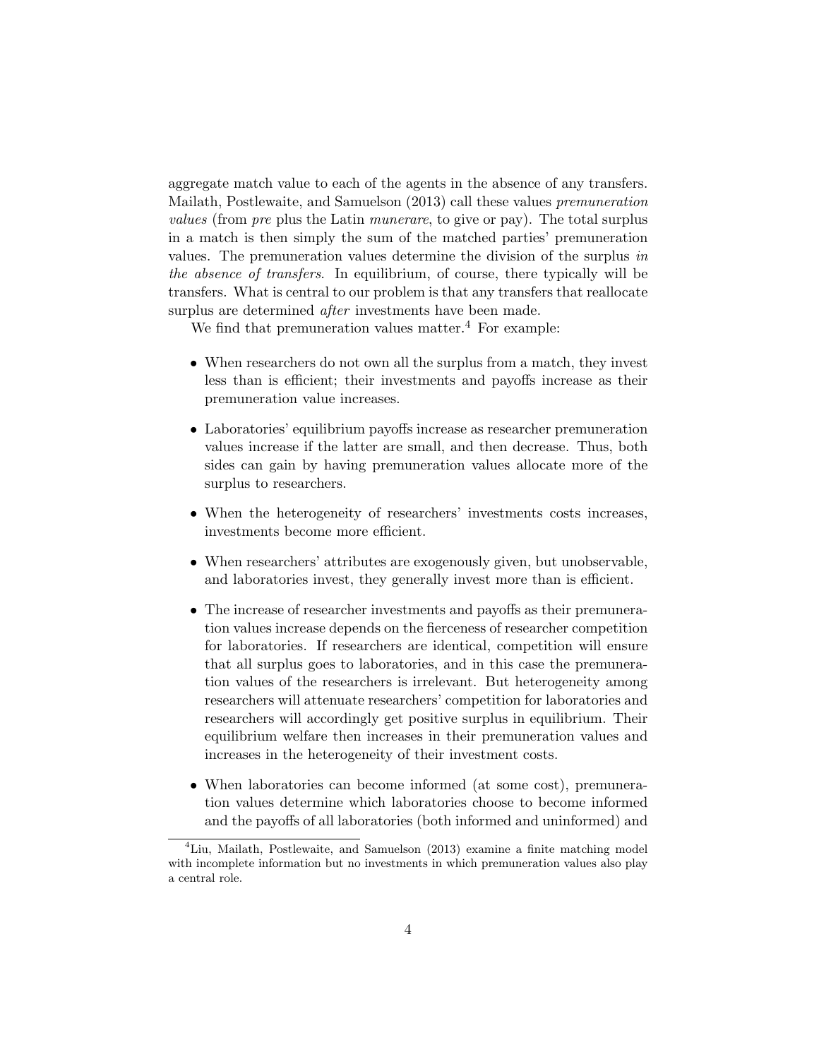aggregate match value to each of the agents in the absence of any transfers. Mailath, Postlewaite, and Samuelson (2013) call these values *premuneration values* (from *pre* plus the Latin *munerare*, to give or pay). The total surplus in a match is then simply the sum of the matched parties' premuneration values. The premuneration values determine the division of the surplus *in the absence of transfers*. In equilibrium, of course, there typically will be transfers. What is central to our problem is that any transfers that reallocate surplus are determined *after* investments have been made.

We find that premuneration values matter.[4] For example:

- When researchers do not own all the surplus from a match, they invest less than is efficient; their investments and payoffs increase as their premuneration value increases.
- Laboratories' equilibrium payoffs increase as researcher premuneration values increase if the latter are small, and then decrease. Thus, both sides can gain by having premuneration values allocate more of the surplus to researchers.
- When the heterogeneity of researchers' investments costs increases, investments become more efficient.
- When researchers' attributes are exogenously given, but unobservable, and laboratories invest, they generally invest more than is efficient.
- The increase of researcher investments and payoffs as their premuneration values increase depends on the fierceness of researcher competition for laboratories. If researchers are identical, competition will ensure that all surplus goes to laboratories, and in this case the premuneration values of the researchers is irrelevant. But heterogeneity among researchers will attenuate researchers' competition for laboratories and researchers will accordingly get positive surplus in equilibrium. Their equilibrium welfare then increases in their premuneration values and increases in the heterogeneity of their investment costs.
- When laboratories can become informed (at some cost), premuneration values determine which laboratories choose to become informed and the payoffs of all laboratories (both informed and uninformed) and

[4] Liu, Mailath, Postlewaite, and Samuelson (2013) examine a finite matching model with incomplete information but no investments in which premuneration values also play a central role.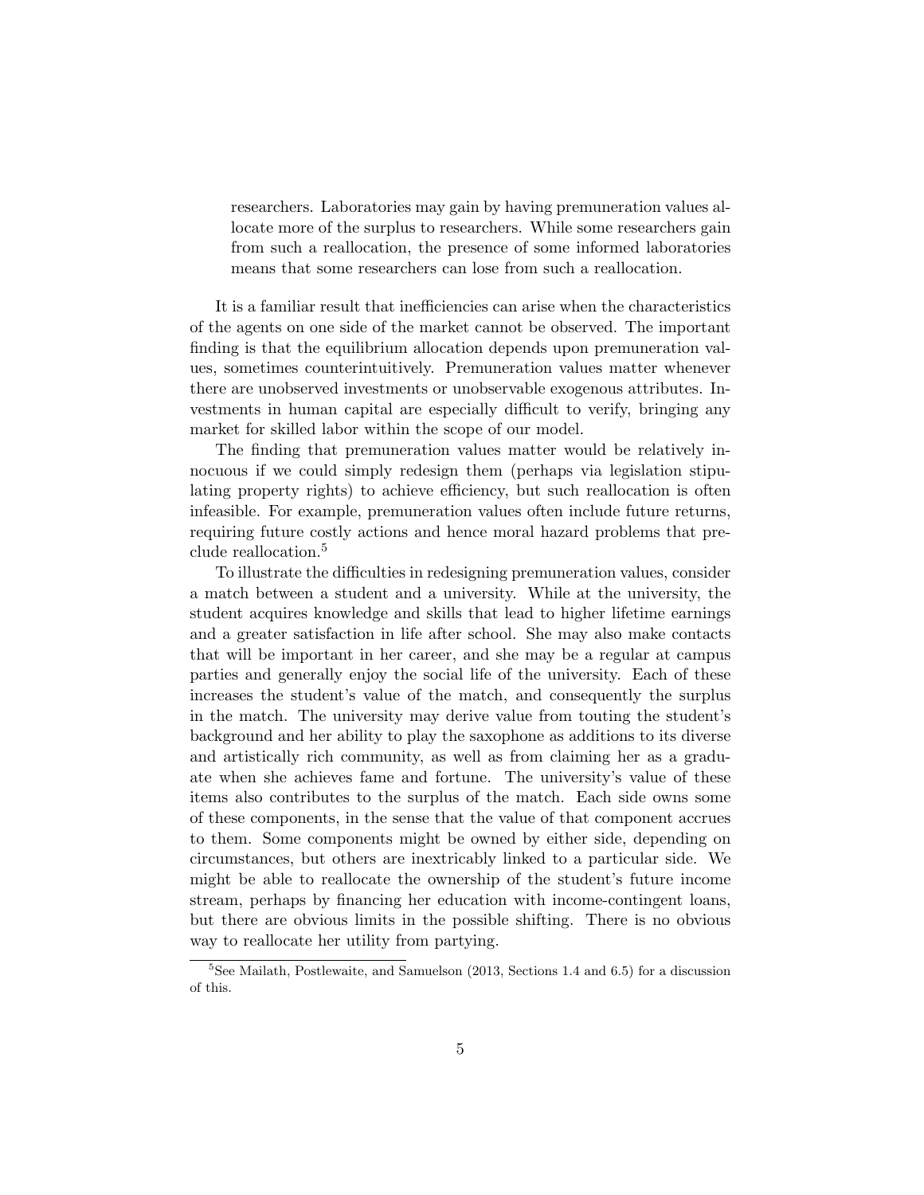researchers. Laboratories may gain by having premuneration values allocate more of the surplus to researchers. While some researchers gain from such a reallocation, the presence of some informed laboratories means that some researchers can lose from such a reallocation.

It is a familiar result that inefficiencies can arise when the characteristics of the agents on one side of the market cannot be observed. The important finding is that the equilibrium allocation depends upon premuneration values, sometimes counterintuitively. Premuneration values matter whenever there are unobserved investments or unobservable exogenous attributes. Investments in human capital are especially difficult to verify, bringing any market for skilled labor within the scope of our model.

The finding that premuneration values matter would be relatively innocuous if we could simply redesign them (perhaps via legislation stipulating property rights) to achieve efficiency, but such reallocation is often infeasible. For example, premuneration values often include future returns, requiring future costly actions and hence moral hazard problems that preclude reallocation.[5]

To illustrate the difficulties in redesigning premuneration values, consider a match between a student and a university. While at the university, the student acquires knowledge and skills that lead to higher lifetime earnings and a greater satisfaction in life after school. She may also make contacts that will be important in her career, and she may be a regular at campus parties and generally enjoy the social life of the university. Each of these increases the student's value of the match, and consequently the surplus in the match. The university may derive value from touting the student's background and her ability to play the saxophone as additions to its diverse and artistically rich community, as well as from claiming her as a graduate when she achieves fame and fortune. The university's value of these items also contributes to the surplus of the match. Each side owns some of these components, in the sense that the value of that component accrues to them. Some components might be owned by either side, depending on circumstances, but others are inextricably linked to a particular side. We might be able to reallocate the ownership of the student's future income stream, perhaps by financing her education with income-contingent loans, but there are obvious limits in the possible shifting. There is no obvious way to reallocate her utility from partying.

[5] See Mailath, Postlewaite, and Samuelson (2013, Sections 1.4 and 6.5) for a discussion of this.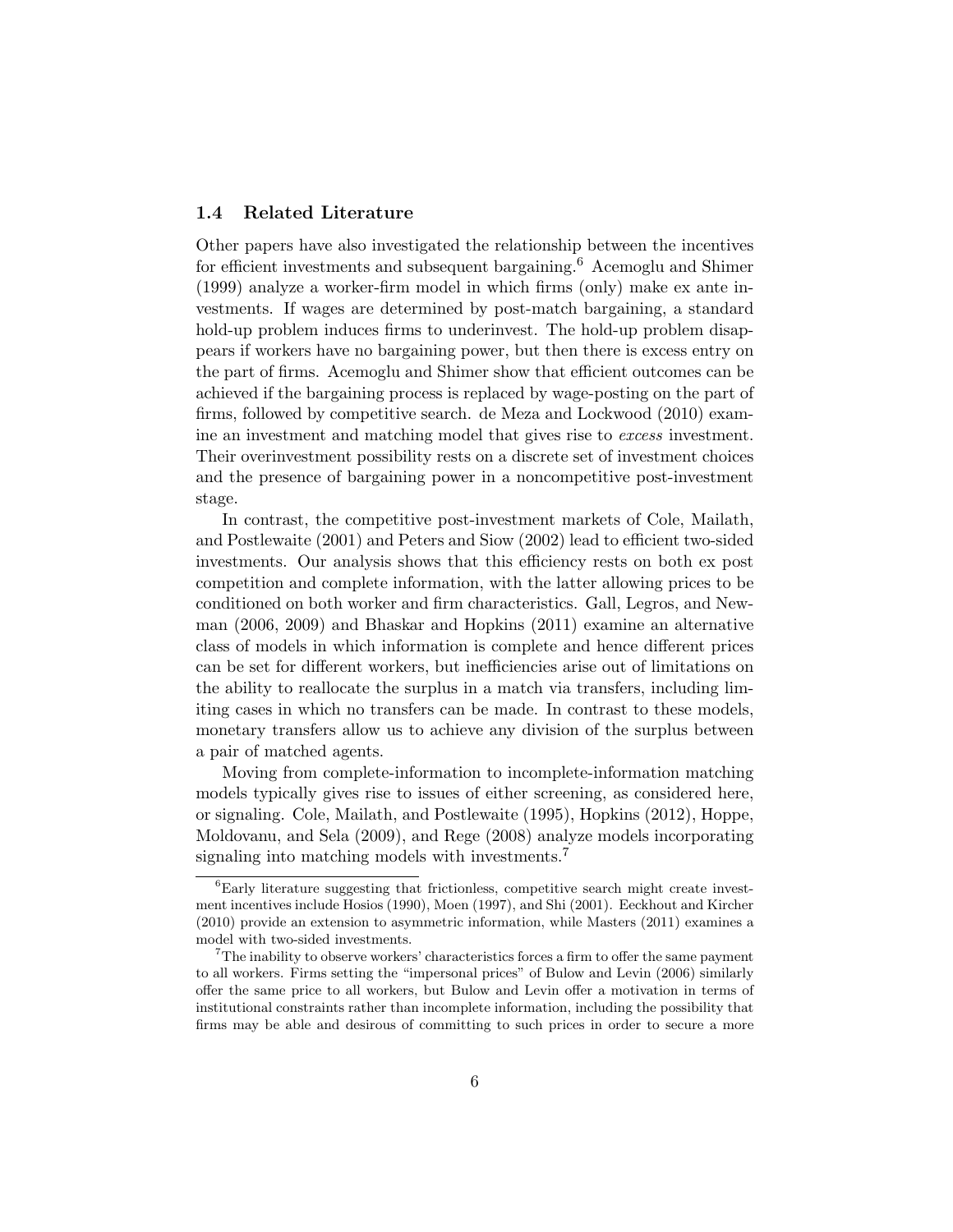### 1.4 Related Literature

Other papers have also investigated the relationship between the incentives for efficient investments and subsequent bargaining.[6] Acemoglu and Shimer (1999) analyze a worker-firm model in which firms (only) make ex ante investments. If wages are determined by post-match bargaining, a standard hold-up problem induces firms to underinvest. The hold-up problem disappears if workers have no bargaining power, but then there is excess entry on the part of firms. Acemoglu and Shimer show that efficient outcomes can be achieved if the bargaining process is replaced by wage-posting on the part of firms, followed by competitive search. de Meza and Lockwood (2010) examine an investment and matching model that gives rise to *excess* investment. Their overinvestment possibility rests on a discrete set of investment choices and the presence of bargaining power in a noncompetitive post-investment stage.

In contrast, the competitive post-investment markets of Cole, Mailath, and Postlewaite (2001) and Peters and Siow (2002) lead to efficient two-sided investments. Our analysis shows that this efficiency rests on both ex post competition and complete information, with the latter allowing prices to be conditioned on both worker and firm characteristics. Gall, Legros, and Newman (2006, 2009) and Bhaskar and Hopkins (2011) examine an alternative class of models in which information is complete and hence different prices can be set for different workers, but inefficiencies arise out of limitations on the ability to reallocate the surplus in a match via transfers, including limiting cases in which no transfers can be made. In contrast to these models, monetary transfers allow us to achieve any division of the surplus between a pair of matched agents.

Moving from complete-information to incomplete-information matching models typically gives rise to issues of either screening, as considered here, or signaling. Cole, Mailath, and Postlewaite (1995), Hopkins (2012), Hoppe, Moldovanu, and Sela (2009), and Rege (2008) analyze models incorporating signaling into matching models with investments.[7]

---

[6] Early literature suggesting that frictionless, competitive search might create investment incentives include Hosios (1990), Moen (1997), and Shi (2001). Eeckhout and Kircher (2010) provide an extension to asymmetric information, while Masters (2011) examines a model with two-sided investments.

[7] The inability to observe workers' characteristics forces a firm to offer the same payment to all workers. Firms setting the "impersonal prices" of Bulow and Levin (2006) similarly offer the same price to all workers, but Bulow and Levin offer a motivation in terms of institutional constraints rather than incomplete information, including the possibility that firms may be able and desirous of committing to such prices in order to secure a more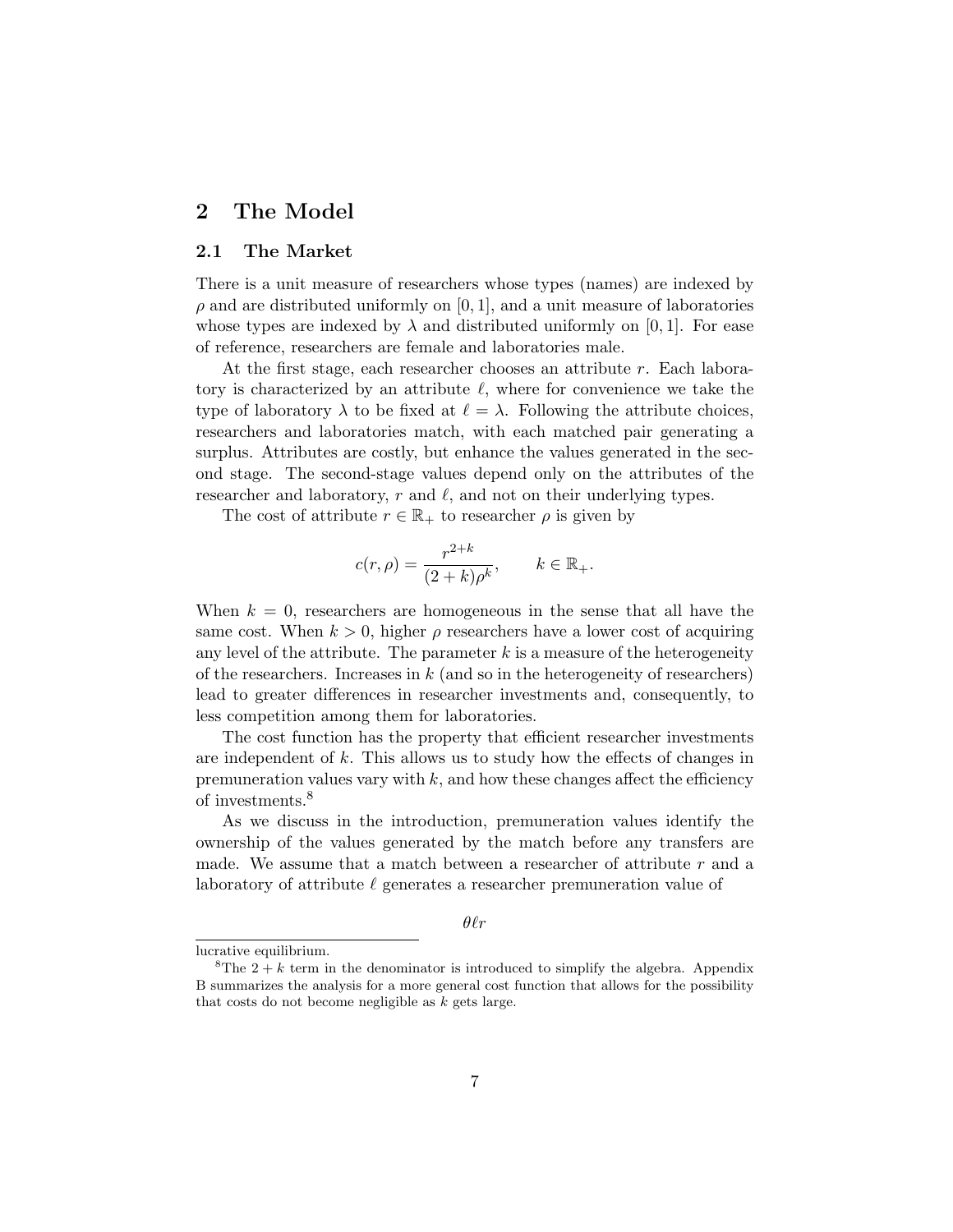## 2 The Model

### 2.1 The Market

There is a unit measure of researchers whose types (names) are indexed by $\rho$ and are distributed uniformly on $[0, 1]$, and a unit measure of laboratories whose types are indexed by $\lambda$ and distributed uniformly on $[0, 1]$. For ease of reference, researchers are female and laboratories male.

At the first stage, each researcher chooses an attribute $r$. Each laboratory is characterized by an attribute $\ell$, where for convenience we take the type of laboratory $\lambda$ to be fixed at $\ell = \lambda$. Following the attribute choices, researchers and laboratories match, with each matched pair generating a surplus. Attributes are costly, but enhance the values generated in the second stage. The second-stage values depend only on the attributes of the researcher and laboratory, $r$ and $\ell$, and not on their underlying types.

The cost of attribute $r \in \mathbb{R}_+$ to researcher $\rho$ is given by

$$c(r, \rho) = \frac{r^{2+k}}{(2+k)\rho^k}, \qquad k \in \mathbb{R}_+.$$

When $k = 0$, researchers are homogeneous in the sense that all have the same cost. When $k > 0$, higher $\rho$ researchers have a lower cost of acquiring any level of the attribute. The parameter $k$ is a measure of the heterogeneity of the researchers. Increases in $k$ (and so in the heterogeneity of researchers) lead to greater differences in researcher investments and, consequently, to less competition among them for laboratories.

The cost function has the property that efficient researcher investments are independent of $k$. This allows us to study how the effects of changes in premuneration values vary with $k$, and how these changes affect the efficiency of investments.[8]

As we discuss in the introduction, premuneration values identify the ownership of the values generated by the match before any transfers are made. We assume that a match between a researcher of attribute $r$ and a laboratory of attribute $\ell$ generates a researcher premuneration value of

$$\theta \ell r$$

lucrative equilibrium.

[8]The $2 + k$ term in the denominator is introduced to simplify the algebra. Appendix B summarizes the analysis for a more general cost function that allows for the possibility that costs do not become negligible as $k$ gets large.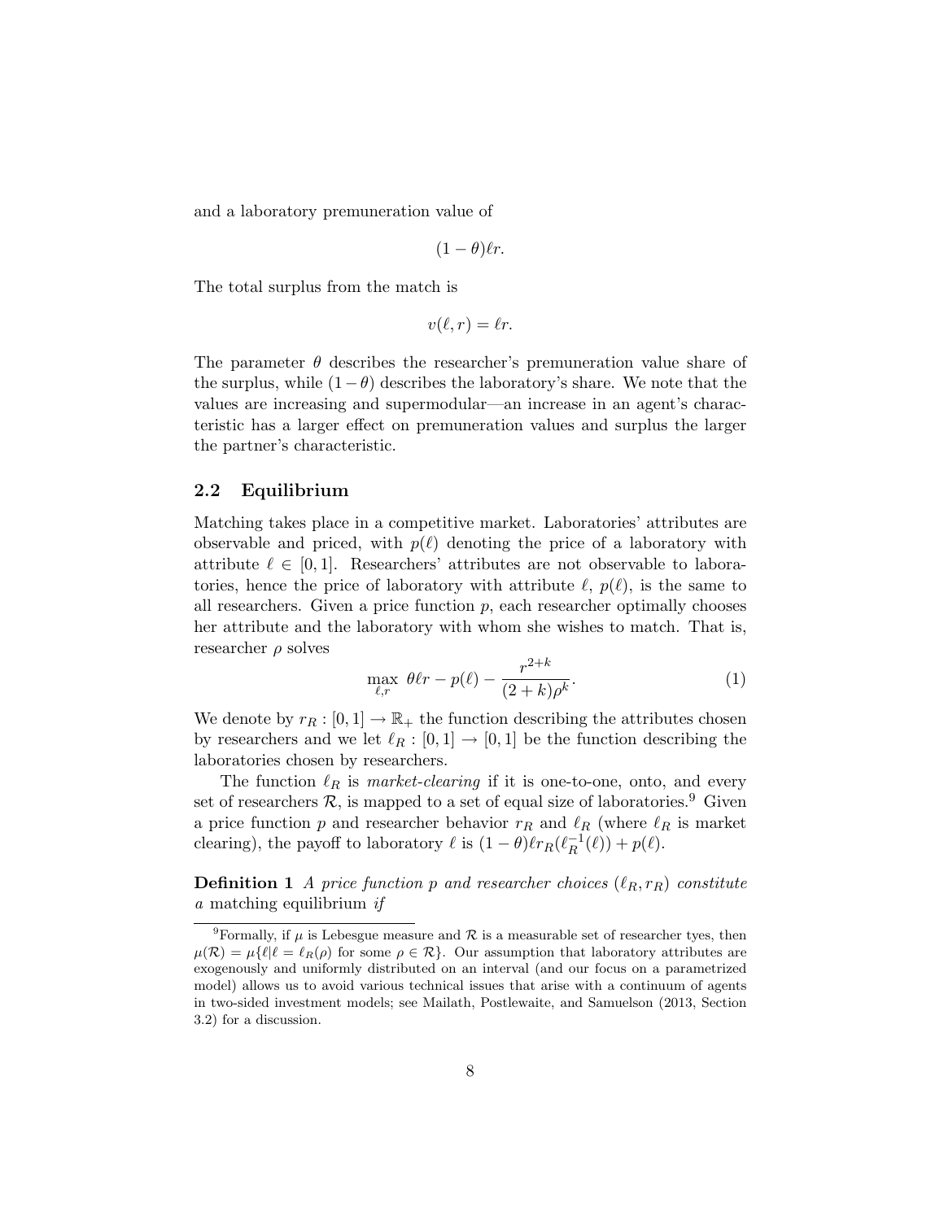and a laboratory premuneration value of

$$(1 - \theta)\ell r.$$

The total surplus from the match is

$$v(\ell, r) = \ell r.$$

The parameter $\theta$ describes the researcher's premuneration value share of the surplus, while $(1 - \theta)$ describes the laboratory's share. We note that the values are increasing and supermodular—an increase in an agent's characteristic has a larger effect on premuneration values and surplus the larger the partner's characteristic.

### 2.2 Equilibrium

Matching takes place in a competitive market. Laboratories' attributes are observable and priced, with $p(\ell)$ denoting the price of a laboratory with attribute $\ell \in [0, 1]$. Researchers' attributes are not observable to laboratories, hence the price of laboratory with attribute $\ell$, $p(\ell)$, is the same to all researchers. Given a price function $p$, each researcher optimally chooses her attribute and the laboratory with whom she wishes to match. That is, researcher $\rho$ solves

$$\max_{\ell, r} \; \theta \ell r - p(\ell) - \frac{r^{2+k}}{(2 + k)\rho^k}. \tag{1}$$

We denote by $r_R : [0, 1] \to \mathbb{R}_+$ the function describing the attributes chosen by researchers and we let $\ell_R : [0, 1] \to [0, 1]$ be the function describing the laboratories chosen by researchers.

The function $\ell_R$ is *market-clearing* if it is one-to-one, onto, and every set of researchers $\mathcal{R}$, is mapped to a set of equal size of laboratories.[9] Given a price function $p$ and researcher behavior $r_R$ and $\ell_R$ (where $\ell_R$ is market clearing), the payoff to laboratory $\ell$ is $(1 - \theta)\ell r_R(\ell_R^{-1}(\ell)) + p(\ell)$.

**Definition 1** *A price function $p$ and researcher choices $(\ell_R, r_R)$ constitute a* matching equilibrium *if*

---

[9] Formally, if $\mu$ is Lebesgue measure and $\mathcal{R}$ is a measurable set of researcher tyes, then $\mu(\mathcal{R}) = \mu\{\ell | \ell = \ell_R(\rho) \text{ for some } \rho \in \mathcal{R}\}$. Our assumption that laboratory attributes are exogenously and uniformly distributed on an interval (and our focus on a parametrized model) allows us to avoid various technical issues that arise with a continuum of agents in two-sided investment models; see Mailath, Postlewaite, and Samuelson (2013, Section 3.2) for a discussion.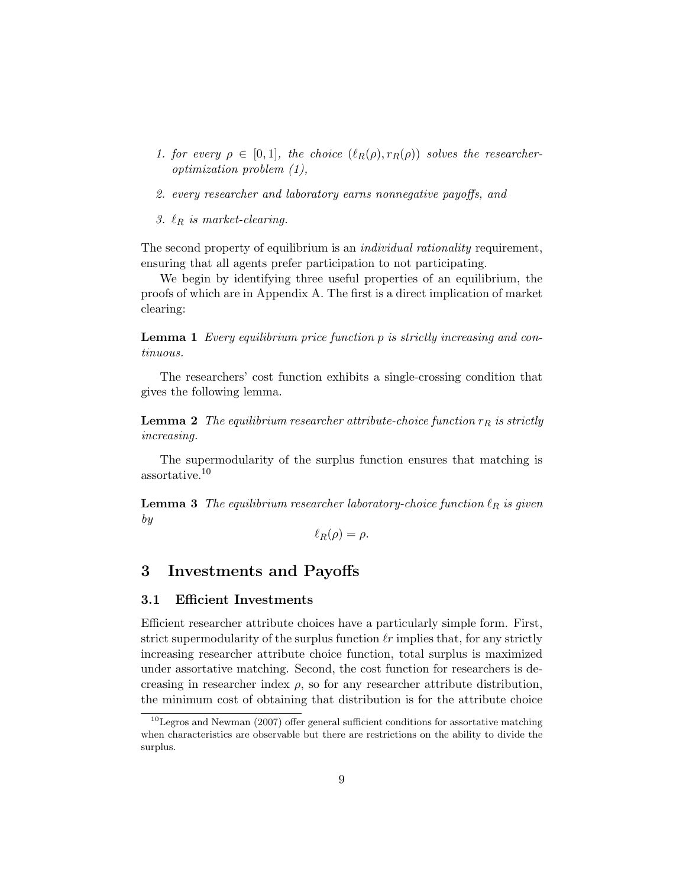1. *for every $\rho \in [0,1]$, the choice $(\ell_R(\rho), r_R(\rho))$ solves the researcher-optimization problem (1),*
2. *every researcher and laboratory earns nonnegative payoffs, and*
3. *$\ell_R$ is market-clearing.*

The second property of equilibrium is an *individual rationality* requirement, ensuring that all agents prefer participation to not participating.

We begin by identifying three useful properties of an equilibrium, the proofs of which are in Appendix A. The first is a direct implication of market clearing:

**Lemma 1** *Every equilibrium price function $p$ is strictly increasing and continuous.*

The researchers' cost function exhibits a single-crossing condition that gives the following lemma.

**Lemma 2** *The equilibrium researcher attribute-choice function $r_R$ is strictly increasing.*

The supermodularity of the surplus function ensures that matching is assortative.[10]

**Lemma 3** *The equilibrium researcher laboratory-choice function $\ell_R$ is given by*

$$\ell_R(\rho) = \rho.$$

## 3 Investments and Payoffs

### 3.1 Efficient Investments

Efficient researcher attribute choices have a particularly simple form. First, strict supermodularity of the surplus function $\ell r$ implies that, for any strictly increasing researcher attribute choice function, total surplus is maximized under assortative matching. Second, the cost function for researchers is decreasing in researcher index $\rho$, so for any researcher attribute distribution, the minimum cost of obtaining that distribution is for the attribute choice

[10] Legros and Newman (2007) offer general sufficient conditions for assortative matching when characteristics are observable but there are restrictions on the ability to divide the surplus.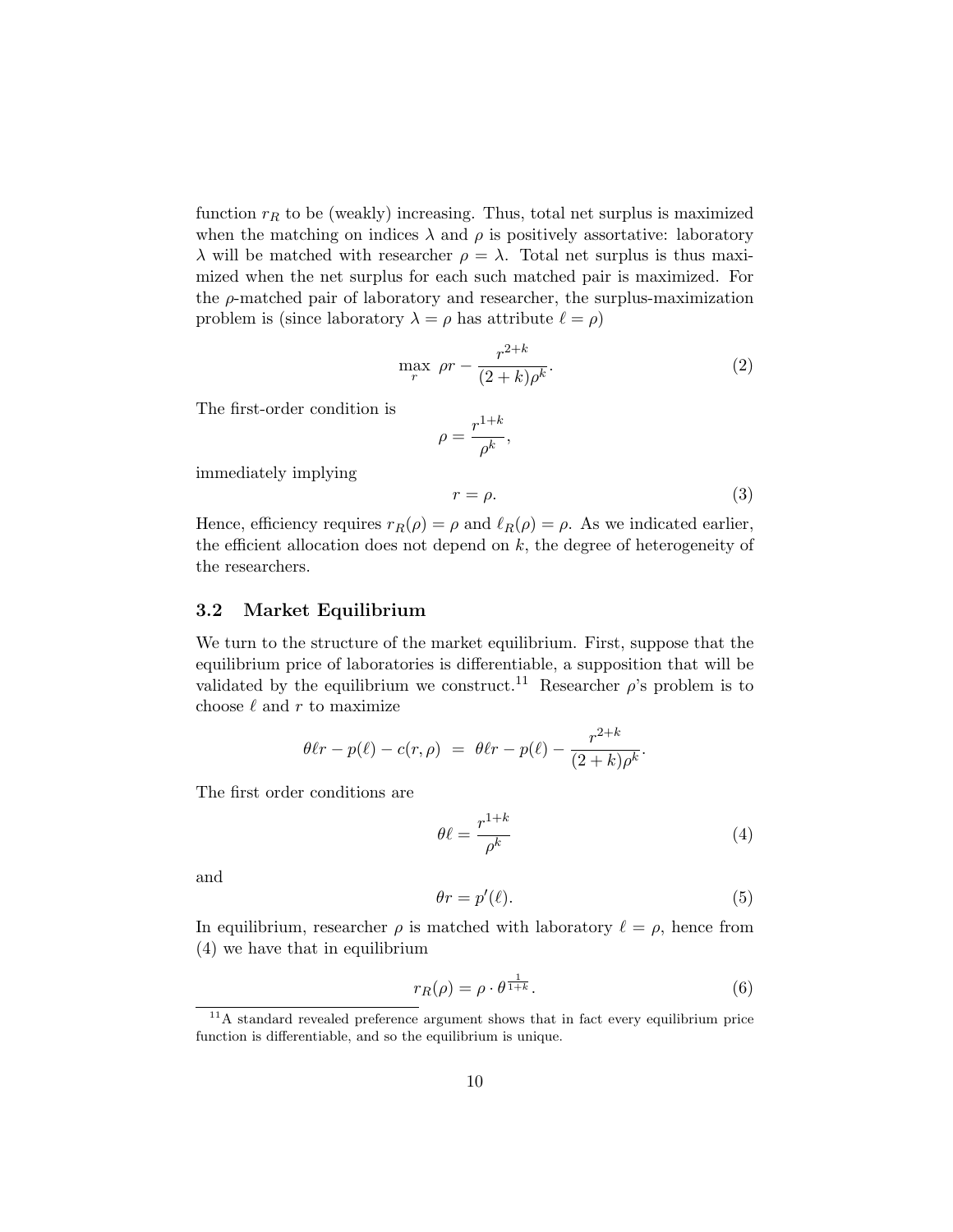function $r_R$ to be (weakly) increasing. Thus, total net surplus is maximized when the matching on indices $\lambda$ and $\rho$ is positively assortative: laboratory $\lambda$ will be matched with researcher $\rho = \lambda$. Total net surplus is thus maximized when the net surplus for each such matched pair is maximized. For the $\rho$-matched pair of laboratory and researcher, the surplus-maximization problem is (since laboratory $\lambda = \rho$ has attribute $\ell = \rho$)

$$\max_{r} \ \rho r - \frac{r^{2+k}}{(2+k)\rho^k}. \tag{2}$$

The first-order condition is

$$\rho = \frac{r^{1+k}}{\rho^k},$$

immediately implying

$$r = \rho. \tag{3}$$

Hence, efficiency requires $r_R(\rho) = \rho$ and $\ell_R(\rho) = \rho$. As we indicated earlier, the efficient allocation does not depend on $k$, the degree of heterogeneity of the researchers.

### 3.2 Market Equilibrium

We turn to the structure of the market equilibrium. First, suppose that the equilibrium price of laboratories is differentiable, a supposition that will be validated by the equilibrium we construct.[11] Researcher $\rho$'s problem is to choose $\ell$ and $r$ to maximize

$$\theta \ell r - p(\ell) - c(r, \rho) \ = \ \theta \ell r - p(\ell) - \frac{r^{2+k}}{(2+k)\rho^k}.$$

The first order conditions are

$$\theta \ell = \frac{r^{1+k}}{\rho^k} \tag{4}$$

and

$$\theta r = p'(\ell). \tag{5}$$

In equilibrium, researcher $\rho$ is matched with laboratory $\ell = \rho$, hence from (4) we have that in equilibrium

$$r_R(\rho) = \rho \cdot \theta^{\frac{1}{1+k}}. \tag{6}$$

[11] A standard revealed preference argument shows that in fact every equilibrium price function is differentiable, and so the equilibrium is unique.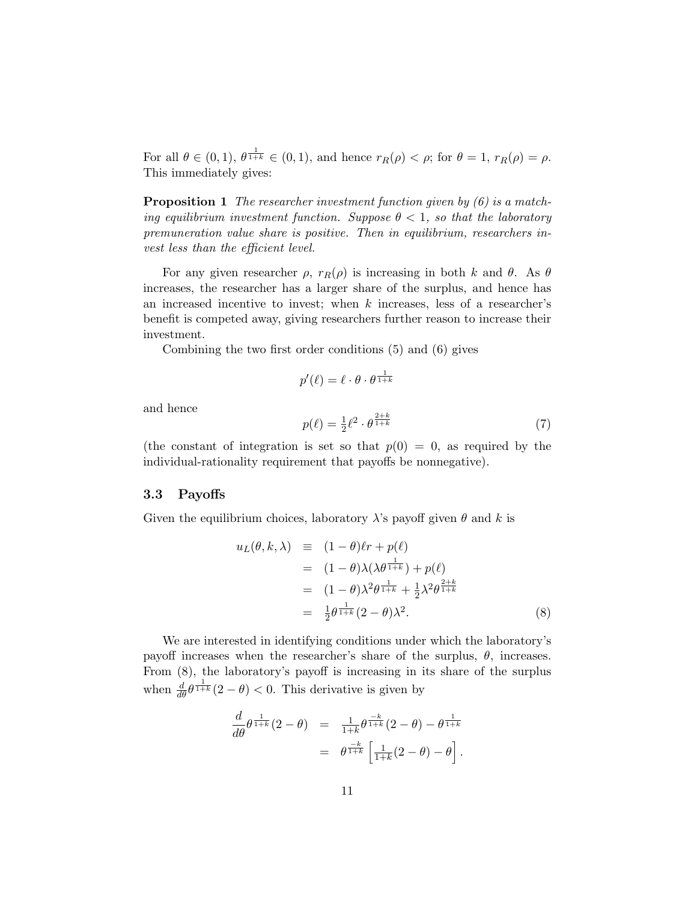For all $\theta \in (0,1)$, $\theta^{\frac{1}{1+k}} \in (0,1)$, and hence $r_R(\rho) < \rho$; for $\theta = 1$, $r_R(\rho) = \rho$. This immediately gives:

**Proposition 1** *The researcher investment function given by (6) is a matching equilibrium investment function. Suppose $\theta < 1$, so that the laboratory premuneration value share is positive. Then in equilibrium, researchers invest less than the efficient level.*

For any given researcher $\rho$, $r_R(\rho)$ is increasing in both $k$ and $\theta$. As $\theta$ increases, the researcher has a larger share of the surplus, and hence has an increased incentive to invest; when $k$ increases, less of a researcher's benefit is competed away, giving researchers further reason to increase their investment.

Combining the two first order conditions (5) and (6) gives

$$p'(\ell) = \ell \cdot \theta \cdot \theta^{\frac{1}{1+k}}$$

and hence

$$p(\ell) = \tfrac{1}{2}\ell^2 \cdot \theta^{\frac{2+k}{1+k}} \tag{7}$$

(the constant of integration is set so that $p(0) = 0$, as required by the individual-rationality requirement that payoffs be nonnegative).

### 3.3 Payoffs

Given the equilibrium choices, laboratory $\lambda$'s payoff given $\theta$ and $k$ is

$$\begin{aligned}
u_L(\theta, k, \lambda) &\equiv (1-\theta)\ell r + p(\ell) \\
&= (1-\theta)\lambda(\lambda\theta^{\frac{1}{1+k}}) + p(\ell) \\
&= (1-\theta)\lambda^2\theta^{\frac{1}{1+k}} + \tfrac{1}{2}\lambda^2\theta^{\frac{2+k}{1+k}} \\
&= \tfrac{1}{2}\theta^{\frac{1}{1+k}}(2-\theta)\lambda^2.
\end{aligned} \tag{8}$$

We are interested in identifying conditions under which the laboratory's payoff increases when the researcher's share of the surplus, $\theta$, increases. From (8), the laboratory's payoff is increasing in its share of the surplus when $\frac{d}{d\theta}\theta^{\frac{1}{1+k}}(2-\theta) < 0$. This derivative is given by

$$\begin{aligned}
\frac{d}{d\theta}\theta^{\frac{1}{1+k}}(2-\theta) &= \tfrac{1}{1+k}\theta^{\frac{-k}{1+k}}(2-\theta) - \theta^{\frac{1}{1+k}} \\
&= \theta^{\frac{-k}{1+k}}\left[\tfrac{1}{1+k}(2-\theta) - \theta\right].
\end{aligned}$$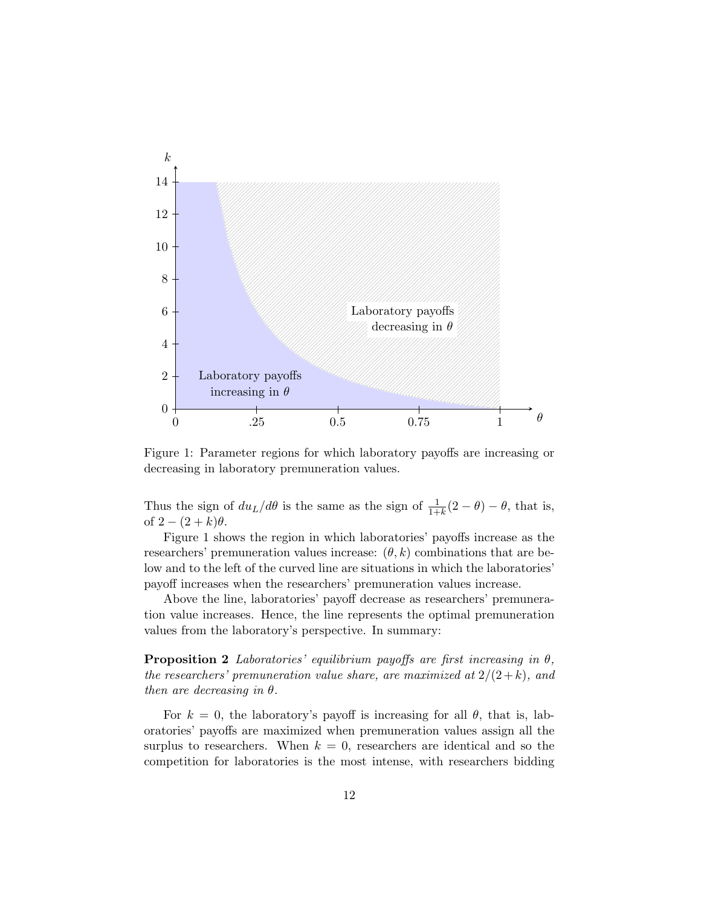Figure 1: Parameter regions for which laboratory payoffs are increasing or decreasing in laboratory premuneration values.

Thus the sign of $du_L/d\theta$ is the same as the sign of $\frac{1}{1+k}(2-\theta)-\theta$, that is, of $2-(2+k)\theta$.

Figure 1 shows the region in which laboratories' payoffs increase as the researchers' premuneration values increase: $(\theta, k)$ combinations that are below and to the left of the curved line are situations in which the laboratories' payoff increases when the researchers' premuneration values increase.

Above the line, laboratories' payoff decrease as researchers' premuneration value increases. Hence, the line represents the optimal premuneration values from the laboratory's perspective. In summary:

**Proposition 2** *Laboratories' equilibrium payoffs are first increasing in $\theta$, the researchers' premuneration value share, are maximized at $2/(2+k)$, and then are decreasing in $\theta$.*

For $k=0$, the laboratory's payoff is increasing for all $\theta$, that is, laboratories' payoffs are maximized when premuneration values assign all the surplus to researchers. When $k=0$, researchers are identical and so the competition for laboratories is the most intense, with researchers bidding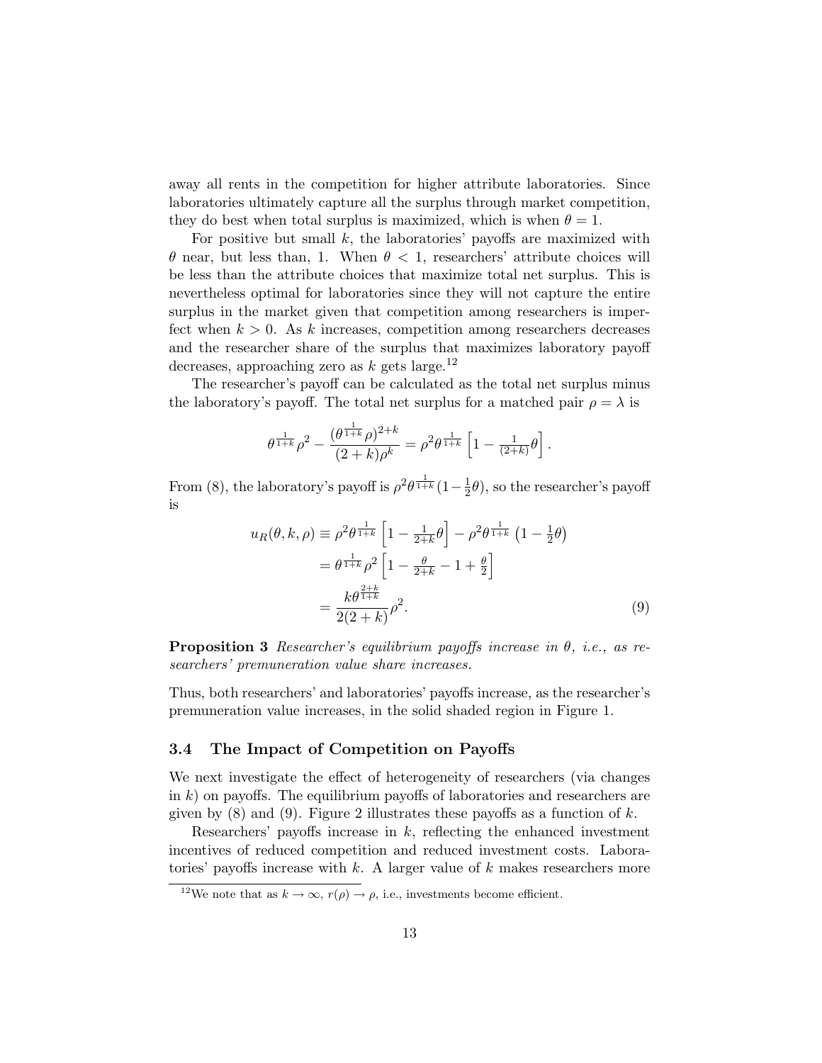away all rents in the competition for higher attribute laboratories. Since laboratories ultimately capture all the surplus through market competition, they do best when total surplus is maximized, which is when $\theta = 1$.

For positive but small $k$, the laboratories' payoffs are maximized with $\theta$ near, but less than, 1. When $\theta < 1$, researchers' attribute choices will be less than the attribute choices that maximize total net surplus. This is nevertheless optimal for laboratories since they will not capture the entire surplus in the market given that competition among researchers is imperfect when $k > 0$. As $k$ increases, competition among researchers decreases and the researcher share of the surplus that maximizes laboratory payoff decreases, approaching zero as $k$ gets large.[12]

The researcher's payoff can be calculated as the total net surplus minus the laboratory's payoff. The total net surplus for a matched pair $\rho = \lambda$ is

$$\theta^{\frac{1}{1+k}}\rho^2 - \frac{(\theta^{\frac{1}{1+k}}\rho)^{2+k}}{(2+k)\rho^k} = \rho^2\theta^{\frac{1}{1+k}}\left[1 - \tfrac{1}{(2+k)}\theta\right].$$

From (8), the laboratory's payoff is $\rho^2\theta^{\frac{1}{1+k}}(1-\frac{1}{2}\theta)$, so the researcher's payoff is

$$\begin{aligned}
u_R(\theta, k, \rho) &\equiv \rho^2\theta^{\frac{1}{1+k}}\left[1 - \tfrac{1}{2+k}\theta\right] - \rho^2\theta^{\frac{1}{1+k}}\left(1 - \tfrac{1}{2}\theta\right) \\
&= \theta^{\frac{1}{1+k}}\rho^2\left[1 - \tfrac{\theta}{2+k} - 1 + \tfrac{\theta}{2}\right] \\
&= \frac{k\theta^{\frac{2+k}{1+k}}}{2(2+k)}\rho^2. \qquad (9)
\end{aligned}$$

**Proposition 3** *Researcher's equilibrium payoffs increase in $\theta$, i.e., as researchers' premuneration value share increases.*

Thus, both researchers' and laboratories' payoffs increase, as the researcher's premuneration value increases, in the solid shaded region in Figure 1.

### 3.4 The Impact of Competition on Payoffs

We next investigate the effect of heterogeneity of researchers (via changes in $k$) on payoffs. The equilibrium payoffs of laboratories and researchers are given by (8) and (9). Figure 2 illustrates these payoffs as a function of $k$.

Researchers' payoffs increase in $k$, reflecting the enhanced investment incentives of reduced competition and reduced investment costs. Laboratories' payoffs increase with $k$. A larger value of $k$ makes researchers more

[12] We note that as $k \to \infty$, $r(\rho) \to \rho$, i.e., investments become efficient.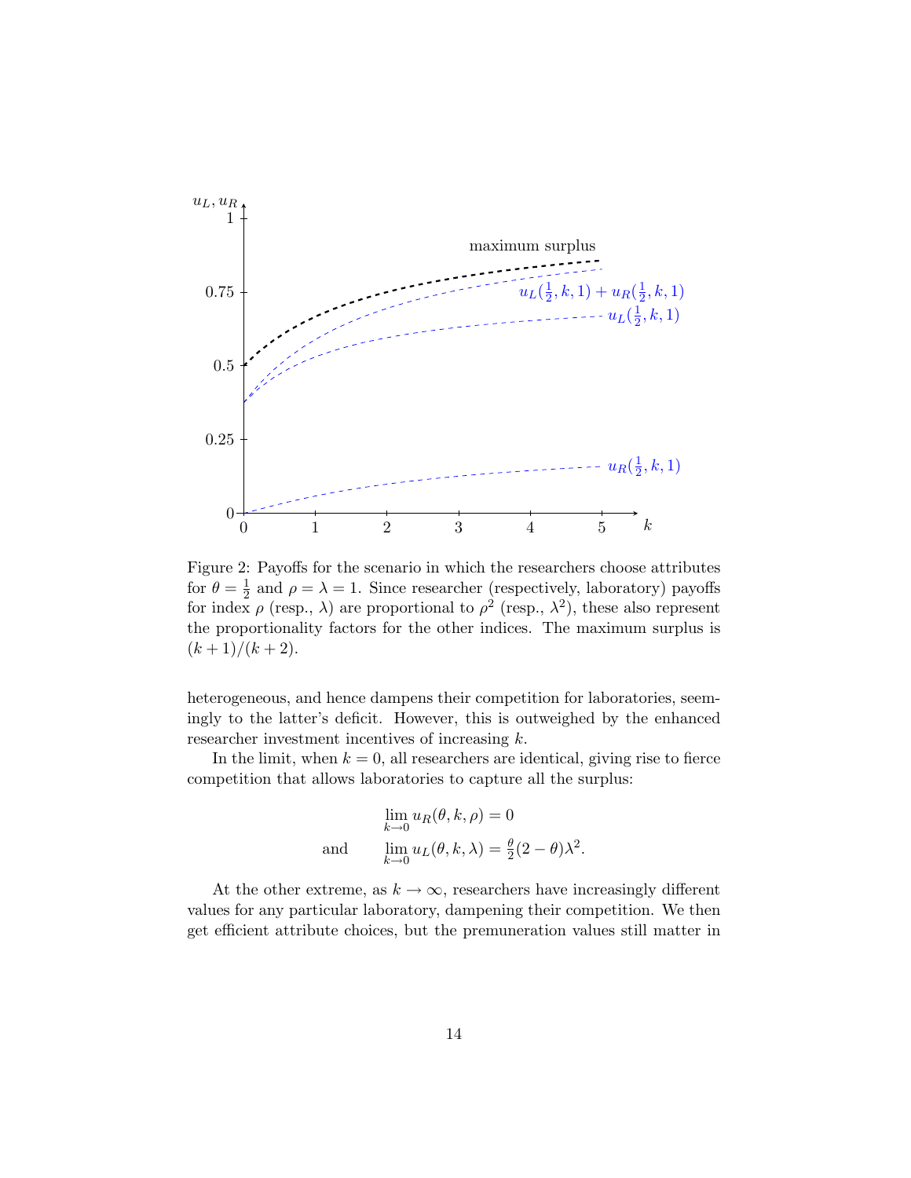Figure 2: Payoffs for the scenario in which the researchers choose attributes for $\theta = \frac{1}{2}$ and $\rho = \lambda = 1$. Since researcher (respectively, laboratory) payoffs for index $\rho$ (resp., $\lambda$) are proportional to $\rho^2$ (resp., $\lambda^2$), these also represent the proportionality factors for the other indices. The maximum surplus is $(k+1)/(k+2)$.

heterogeneous, and hence dampens their competition for laboratories, seemingly to the latter's deficit. However, this is outweighed by the enhanced researcher investment incentives of increasing $k$.

In the limit, when $k = 0$, all researchers are identical, giving rise to fierce competition that allows laboratories to capture all the surplus:

$$
\begin{aligned}
& \lim_{k \to 0} u_R(\theta, k, \rho) = 0 \\
\text{and} \qquad & \lim_{k \to 0} u_L(\theta, k, \lambda) = \tfrac{\theta}{2}(2 - \theta)\lambda^2.
\end{aligned}
$$

At the other extreme, as $k \to \infty$, researchers have increasingly different values for any particular laboratory, dampening their competition. We then get efficient attribute choices, but the premuneration values still matter in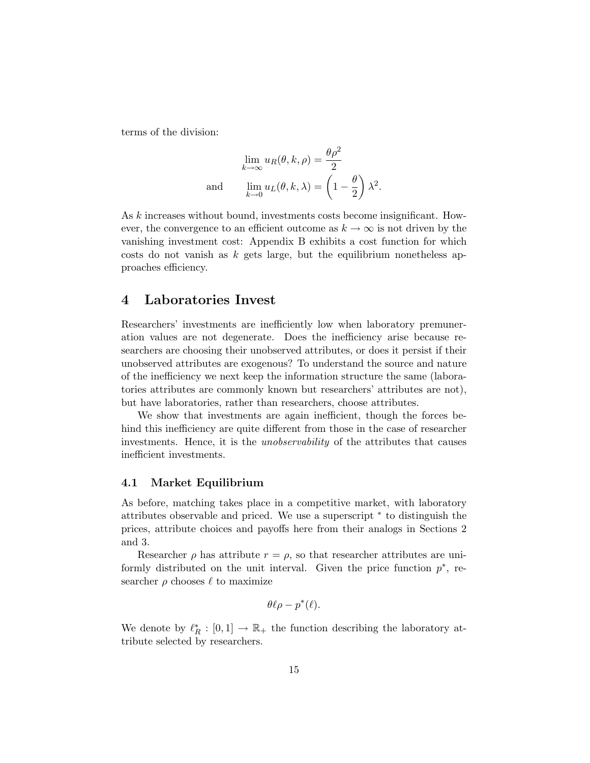terms of the division:

$$
\lim_{k\to\infty} u_R(\theta, k, \rho) = \frac{\theta\rho^2}{2}
$$

$$
\text{and} \qquad \lim_{k\to 0} u_L(\theta, k, \lambda) = \left(1 - \frac{\theta}{2}\right)\lambda^2.
$$

As $k$ increases without bound, investments costs become insignificant. However, the convergence to an efficient outcome as $k \to \infty$ is not driven by the vanishing investment cost: Appendix B exhibits a cost function for which costs do not vanish as $k$ gets large, but the equilibrium nonetheless approaches efficiency.

# 4 Laboratories Invest

Researchers' investments are inefficiently low when laboratory premuneration values are not degenerate. Does the inefficiency arise because researchers are choosing their unobserved attributes, or does it persist if their unobserved attributes are exogenous? To understand the source and nature of the inefficiency we next keep the information structure the same (laboratories attributes are commonly known but researchers' attributes are not), but have laboratories, rather than researchers, choose attributes.

We show that investments are again inefficient, though the forces behind this inefficiency are quite different from those in the case of researcher investments. Hence, it is the *unobservability* of the attributes that causes inefficient investments.

## 4.1 Market Equilibrium

As before, matching takes place in a competitive market, with laboratory attributes observable and priced. We use a superscript $^*$ to distinguish the prices, attribute choices and payoffs here from their analogs in Sections 2 and 3.

Researcher $\rho$ has attribute $r = \rho$, so that researcher attributes are uniformly distributed on the unit interval. Given the price function $p^*$, researcher $\rho$ chooses $\ell$ to maximize

$$
\theta\ell\rho - p^*(\ell).
$$

We denote by $\ell_R^* : [0,1] \to \mathbb{R}_+$ the function describing the laboratory attribute selected by researchers.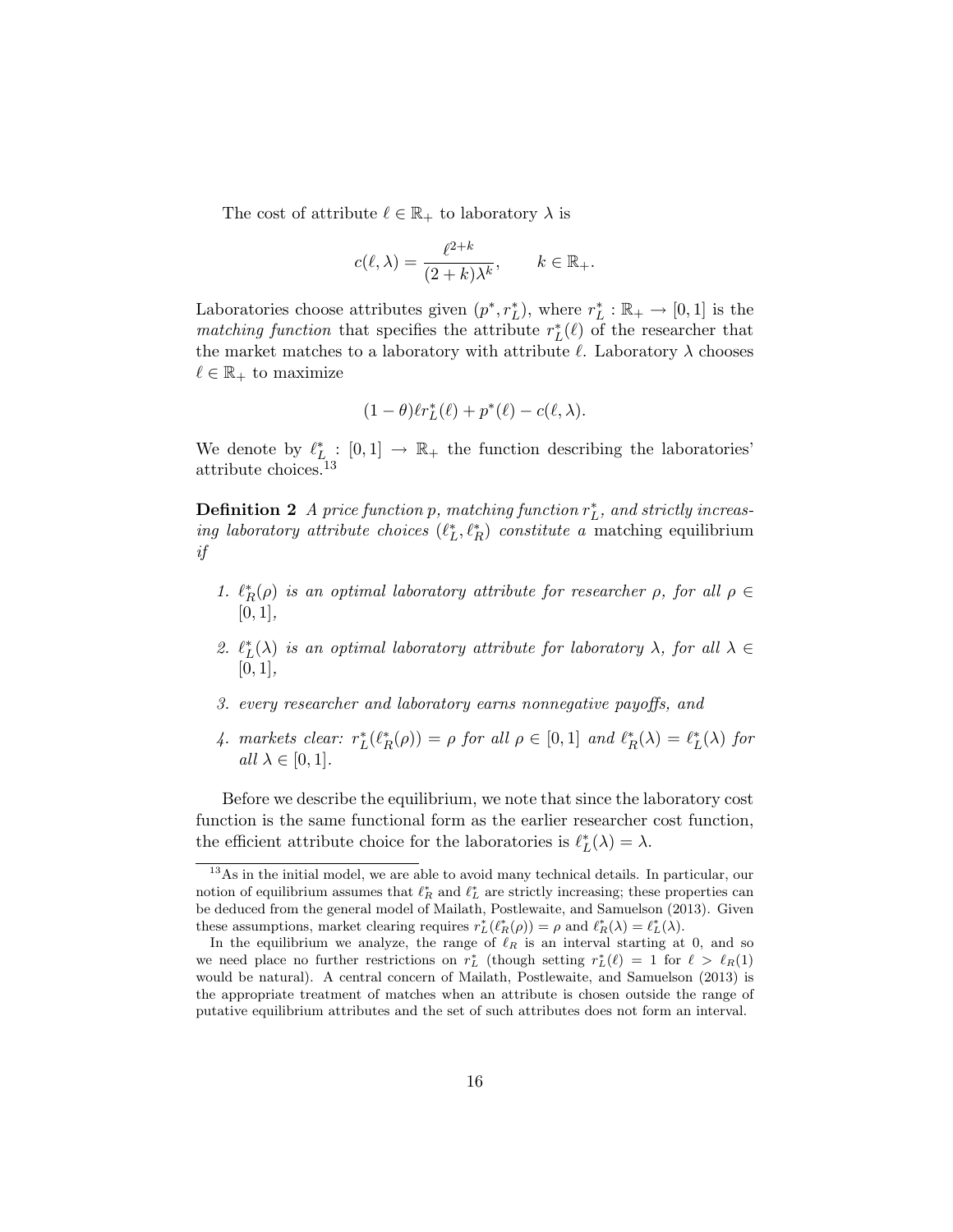The cost of attribute $\ell \in \mathbb{R}_+$ to laboratory $\lambda$ is

$$c(\ell, \lambda) = \frac{\ell^{2+k}}{(2+k)\lambda^k}, \qquad k \in \mathbb{R}_+.$$

Laboratories choose attributes given $(p^*, r_L^*)$, where $r_L^* : \mathbb{R}_+ \to [0,1]$ is the *matching function* that specifies the attribute $r_L^*(\ell)$ of the researcher that the market matches to a laboratory with attribute $\ell$. Laboratory $\lambda$ chooses $\ell \in \mathbb{R}_+$ to maximize

$$(1-\theta)\ell r_L^*(\ell) + p^*(\ell) - c(\ell, \lambda).$$

We denote by $\ell_L^* : [0,1] \to \mathbb{R}_+$ the function describing the laboratories' attribute choices.[13]

**Definition 2** *A price function $p$, matching function $r_L^*$, and strictly increasing laboratory attribute choices $(\ell_L^*, \ell_R^*)$ constitute a* matching equilibrium *if*

1. *$\ell_R^*(\rho)$ is an optimal laboratory attribute for researcher $\rho$, for all $\rho \in [0,1]$,*
2. *$\ell_L^*(\lambda)$ is an optimal laboratory attribute for laboratory $\lambda$, for all $\lambda \in [0,1]$,*
3. *every researcher and laboratory earns nonnegative payoffs, and*
4. *markets clear: $r_L^*(\ell_R^*(\rho)) = \rho$ for all $\rho \in [0,1]$ and $\ell_R^*(\lambda) = \ell_L^*(\lambda)$ for all $\lambda \in [0,1]$.*

Before we describe the equilibrium, we note that since the laboratory cost function is the same functional form as the earlier researcher cost function, the efficient attribute choice for the laboratories is $\ell_L^*(\lambda) = \lambda$.

[13] As in the initial model, we are able to avoid many technical details. In particular, our notion of equilibrium assumes that $\ell_R^*$ and $\ell_L^*$ are strictly increasing; these properties can be deduced from the general model of Mailath, Postlewaite, and Samuelson (2013). Given these assumptions, market clearing requires $r_L^*(\ell_R^*(\rho)) = \rho$ and $\ell_R^*(\lambda) = \ell_L^*(\lambda)$.

In the equilibrium we analyze, the range of $\ell_R$ is an interval starting at 0, and so we need place no further restrictions on $r_L^*$ (though setting $r_L^*(\ell) = 1$ for $\ell > \ell_R(1)$ would be natural). A central concern of Mailath, Postlewaite, and Samuelson (2013) is the appropriate treatment of matches when an attribute is chosen outside the range of putative equilibrium attributes and the set of such attributes does not form an interval.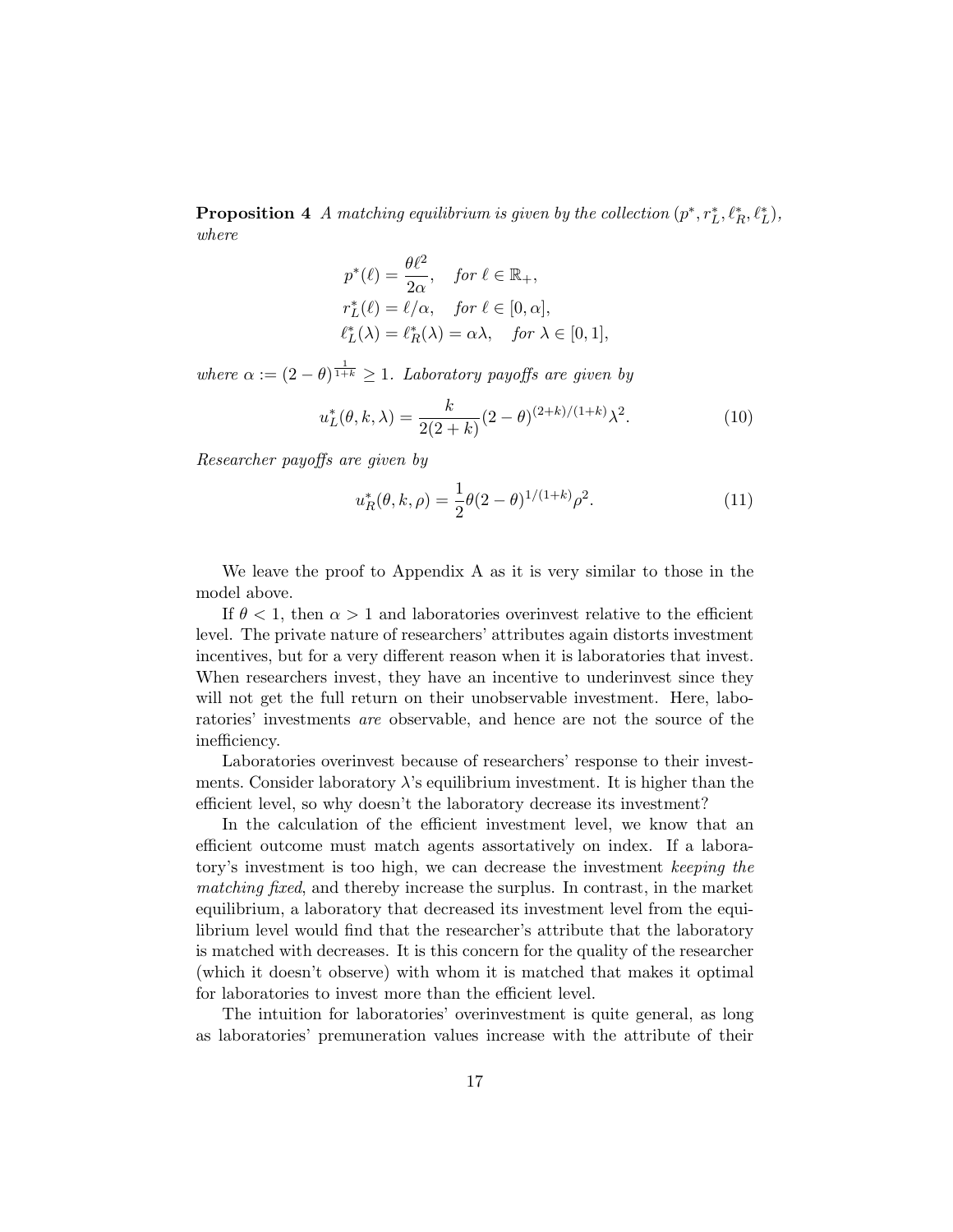**Proposition 4** *A matching equilibrium is given by the collection $(p^*, r_L^*, \ell_R^*, \ell_L^*)$, where*

$$p^*(\ell) = \frac{\theta \ell^2}{2\alpha}, \quad \text{for } \ell \in \mathbb{R}_+,$$

$$r_L^*(\ell) = \ell/\alpha, \quad \text{for } \ell \in [0, \alpha],$$

$$\ell_L^*(\lambda) = \ell_R^*(\lambda) = \alpha\lambda, \quad \text{for } \lambda \in [0,1],$$

*where $\alpha := (2-\theta)^{\frac{1}{1+k}} \geq 1$. Laboratory payoffs are given by*

$$u_L^*(\theta, k, \lambda) = \frac{k}{2(2+k)}(2-\theta)^{(2+k)/(1+k)}\lambda^2. \tag{10}$$

*Researcher payoffs are given by*

$$u_R^*(\theta, k, \rho) = \frac{1}{2}\theta(2-\theta)^{1/(1+k)}\rho^2. \tag{11}$$

We leave the proof to Appendix A as it is very similar to those in the model above.

If $\theta < 1$, then $\alpha > 1$ and laboratories overinvest relative to the efficient level. The private nature of researchers' attributes again distorts investment incentives, but for a very different reason when it is laboratories that invest. When researchers invest, they have an incentive to underinvest since they will not get the full return on their unobservable investment. Here, laboratories' investments *are* observable, and hence are not the source of the inefficiency.

Laboratories overinvest because of researchers' response to their investments. Consider laboratory $\lambda$'s equilibrium investment. It is higher than the efficient level, so why doesn't the laboratory decrease its investment?

In the calculation of the efficient investment level, we know that an efficient outcome must match agents assortatively on index. If a laboratory's investment is too high, we can decrease the investment *keeping the matching fixed*, and thereby increase the surplus. In contrast, in the market equilibrium, a laboratory that decreased its investment level from the equilibrium level would find that the researcher's attribute that the laboratory is matched with decreases. It is this concern for the quality of the researcher (which it doesn't observe) with whom it is matched that makes it optimal for laboratories to invest more than the efficient level.

The intuition for laboratories' overinvestment is quite general, as long as laboratories' premuneration values increase with the attribute of their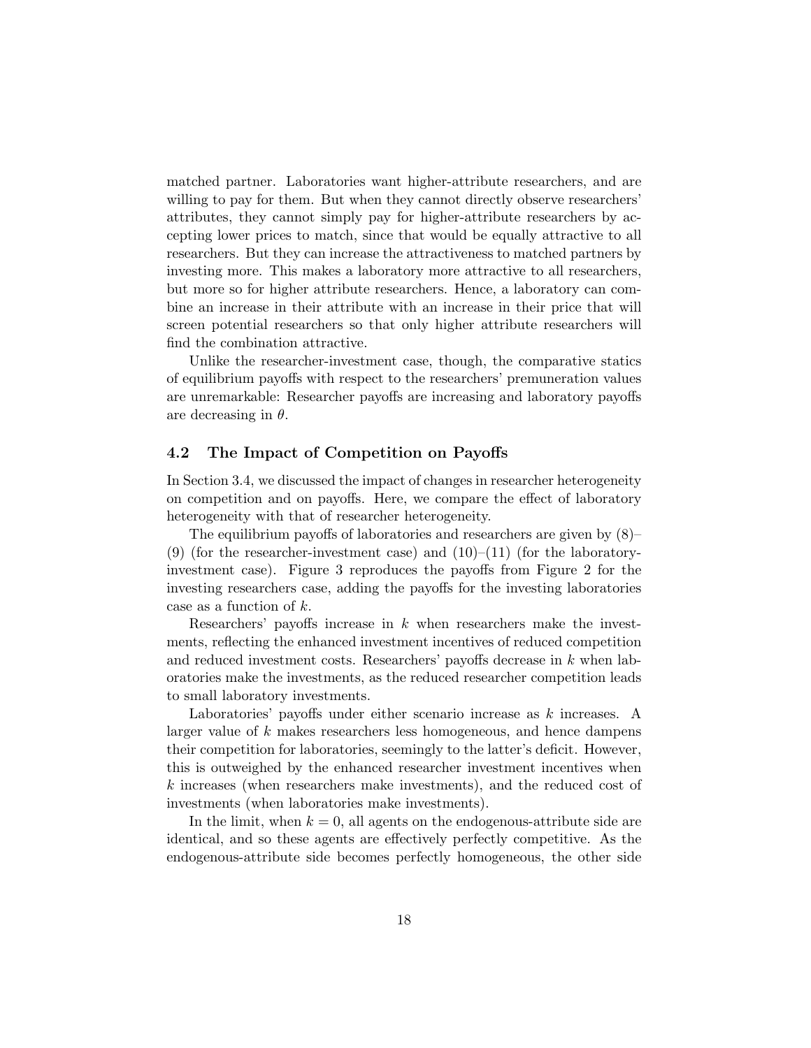matched partner. Laboratories want higher-attribute researchers, and are willing to pay for them. But when they cannot directly observe researchers' attributes, they cannot simply pay for higher-attribute researchers by accepting lower prices to match, since that would be equally attractive to all researchers. But they can increase the attractiveness to matched partners by investing more. This makes a laboratory more attractive to all researchers, but more so for higher attribute researchers. Hence, a laboratory can combine an increase in their attribute with an increase in their price that will screen potential researchers so that only higher attribute researchers will find the combination attractive.

Unlike the researcher-investment case, though, the comparative statics of equilibrium payoffs with respect to the researchers' premuneration values are unremarkable: Researcher payoffs are increasing and laboratory payoffs are decreasing in $\theta$.

### 4.2 The Impact of Competition on Payoffs

In Section 3.4, we discussed the impact of changes in researcher heterogeneity on competition and on payoffs. Here, we compare the effect of laboratory heterogeneity with that of researcher heterogeneity.

The equilibrium payoffs of laboratories and researchers are given by (8)–(9) (for the researcher-investment case) and (10)–(11) (for the laboratory-investment case). Figure 3 reproduces the payoffs from Figure 2 for the investing researchers case, adding the payoffs for the investing laboratories case as a function of $k$.

Researchers' payoffs increase in $k$ when researchers make the investments, reflecting the enhanced investment incentives of reduced competition and reduced investment costs. Researchers' payoffs decrease in $k$ when laboratories make the investments, as the reduced researcher competition leads to small laboratory investments.

Laboratories' payoffs under either scenario increase as $k$ increases. A larger value of $k$ makes researchers less homogeneous, and hence dampens their competition for laboratories, seemingly to the latter's deficit. However, this is outweighed by the enhanced researcher investment incentives when $k$ increases (when researchers make investments), and the reduced cost of investments (when laboratories make investments).

In the limit, when $k = 0$, all agents on the endogenous-attribute side are identical, and so these agents are effectively perfectly competitive. As the endogenous-attribute side becomes perfectly homogeneous, the other side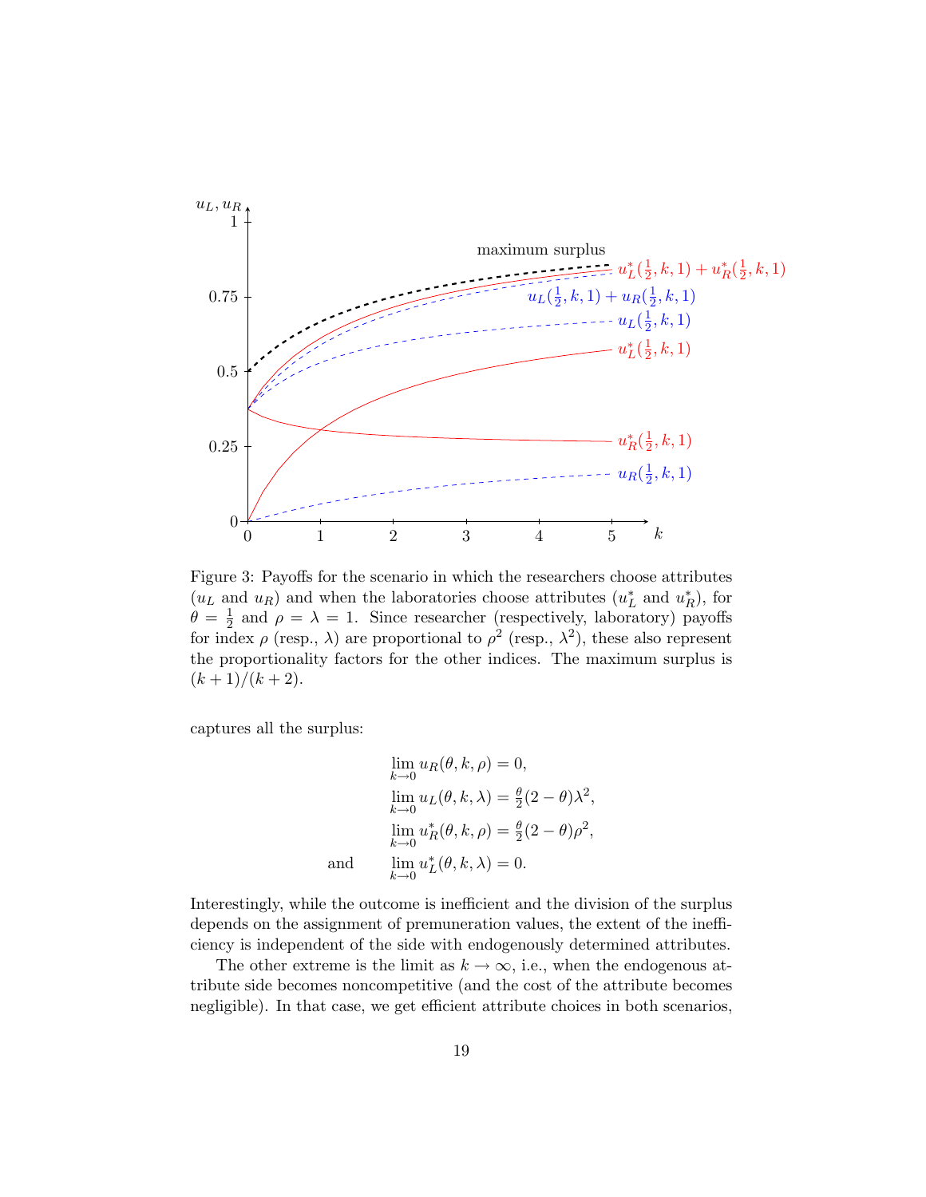Figure 3: Payoffs for the scenario in which the researchers choose attributes ($u_L$ and $u_R$) and when the laboratories choose attributes ($u_L^*$ and $u_R^*$), for $\theta = \frac{1}{2}$ and $\rho = \lambda = 1$. Since researcher (respectively, laboratory) payoffs for index $\rho$ (resp., $\lambda$) are proportional to $\rho^2$ (resp., $\lambda^2$), these also represent the proportionality factors for the other indices. The maximum surplus is $(k+1)/(k+2)$.

captures all the surplus:

$$
\begin{aligned}
&\lim_{k\to 0} u_R(\theta, k, \rho) = 0,\\
&\lim_{k\to 0} u_L(\theta, k, \lambda) = \tfrac{\theta}{2}(2-\theta)\lambda^2,\\
&\lim_{k\to 0} u_R^*(\theta, k, \rho) = \tfrac{\theta}{2}(2-\theta)\rho^2,\\
\text{and} \qquad &\lim_{k\to 0} u_L^*(\theta, k, \lambda) = 0.
\end{aligned}
$$

Interestingly, while the outcome is inefficient and the division of the surplus depends on the assignment of premuneration values, the extent of the inefficiency is independent of the side with endogenously determined attributes.

The other extreme is the limit as $k \to \infty$, i.e., when the endogenous attribute side becomes noncompetitive (and the cost of the attribute becomes negligible). In that case, we get efficient attribute choices in both scenarios,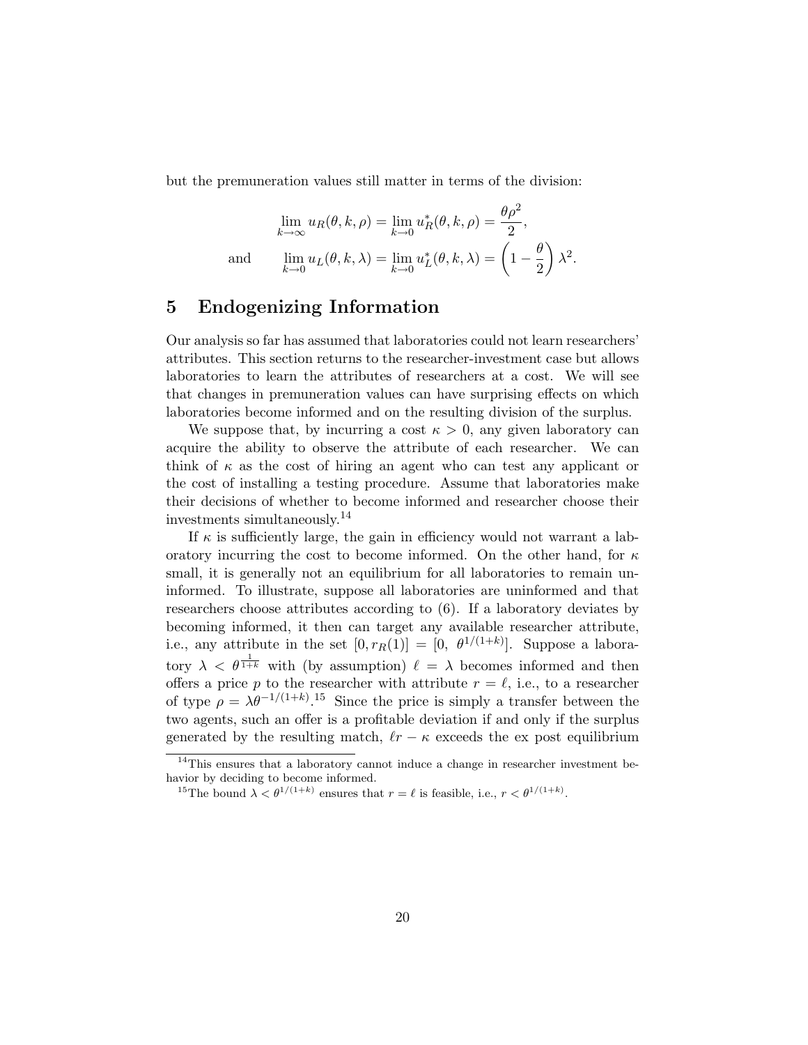but the premuneration values still matter in terms of the division:

$$\lim_{k\to\infty} u_R(\theta, k, \rho) = \lim_{k\to 0} u_R^*(\theta, k, \rho) = \frac{\theta\rho^2}{2},$$

$$\text{and} \qquad \lim_{k\to 0} u_L(\theta, k, \lambda) = \lim_{k\to 0} u_L^*(\theta, k, \lambda) = \left(1 - \frac{\theta}{2}\right)\lambda^2.$$

## 5 Endogenizing Information

Our analysis so far has assumed that laboratories could not learn researchers' attributes. This section returns to the researcher-investment case but allows laboratories to learn the attributes of researchers at a cost. We will see that changes in premuneration values can have surprising effects on which laboratories become informed and on the resulting division of the surplus.

We suppose that, by incurring a cost $\kappa > 0$, any given laboratory can acquire the ability to observe the attribute of each researcher. We can think of $\kappa$ as the cost of hiring an agent who can test any applicant or the cost of installing a testing procedure. Assume that laboratories make their decisions of whether to become informed and researcher choose their investments simultaneously.[14]

If $\kappa$ is sufficiently large, the gain in efficiency would not warrant a laboratory incurring the cost to become informed. On the other hand, for $\kappa$ small, it is generally not an equilibrium for all laboratories to remain uninformed. To illustrate, suppose all laboratories are uninformed and that researchers choose attributes according to (6). If a laboratory deviates by becoming informed, it then can target any available researcher attribute, i.e., any attribute in the set $[0, r_R(1)] = [0,\ \theta^{1/(1+k)}]$. Suppose a laboratory $\lambda < \theta^{\frac{1}{1+k}}$ with (by assumption) $\ell = \lambda$ becomes informed and then offers a price $p$ to the researcher with attribute $r = \ell$, i.e., to a researcher of type $\rho = \lambda\theta^{-1/(1+k)}$.[15] Since the price is simply a transfer between the two agents, such an offer is a profitable deviation if and only if the surplus generated by the resulting match, $\ell r - \kappa$ exceeds the ex post equilibrium

[14] This ensures that a laboratory cannot induce a change in researcher investment behavior by deciding to become informed.

[15] The bound $\lambda < \theta^{1/(1+k)}$ ensures that $r = \ell$ is feasible, i.e., $r < \theta^{1/(1+k)}$.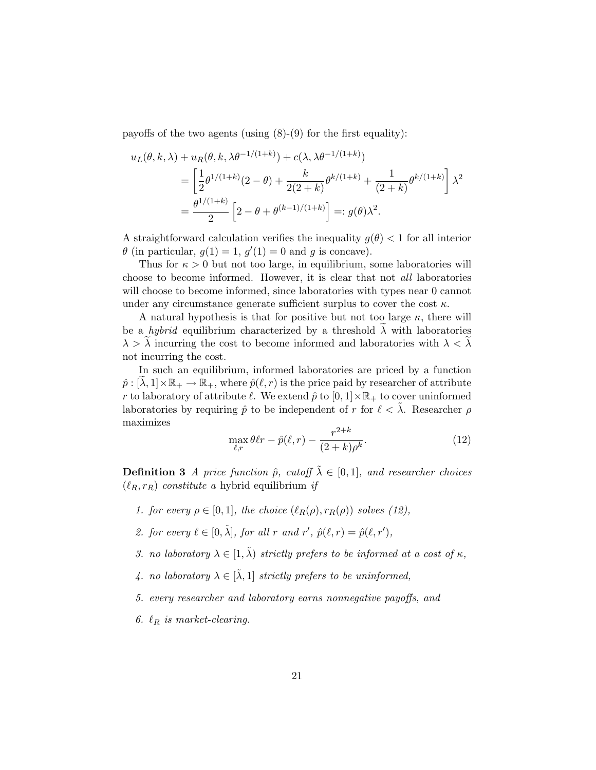payoffs of the two agents (using (8)-(9) for the first equality):

$$
\begin{aligned}
u_L(\theta, k, \lambda) &+ u_R(\theta, k, \lambda\theta^{-1/(1+k)}) + c(\lambda, \lambda\theta^{-1/(1+k)}) \\
&= \left[\frac{1}{2}\theta^{1/(1+k)}(2-\theta) + \frac{k}{2(2+k)}\theta^{k/(1+k)} + \frac{1}{(2+k)}\theta^{k/(1+k)}\right]\lambda^2 \\
&= \frac{\theta^{1/(1+k)}}{2}\left[2 - \theta + \theta^{(k-1)/(1+k)}\right] =: g(\theta)\lambda^2.
\end{aligned}
$$

A straightforward calculation verifies the inequality $g(\theta) < 1$ for all interior $\theta$ (in particular, $g(1) = 1$, $g'(1) = 0$ and $g$ is concave).

Thus for $\kappa > 0$ but not too large, in equilibrium, some laboratories will choose to become informed. However, it is clear that not *all* laboratories will choose to become informed, since laboratories with types near 0 cannot under any circumstance generate sufficient surplus to cover the cost $\kappa$.

A natural hypothesis is that for positive but not too large $\kappa$, there will be a *hybrid* equilibrium characterized by a threshold $\widetilde{\lambda}$ with laboratories $\lambda > \widetilde{\lambda}$ incurring the cost to become informed and laboratories with $\lambda < \widetilde{\lambda}$ not incurring the cost.

In such an equilibrium, informed laboratories are priced by a function $\hat{p} : [\widetilde{\lambda}, 1] \times \mathbb{R}_+ \to \mathbb{R}_+$, where $\hat{p}(\ell, r)$ is the price paid by researcher of attribute $r$ to laboratory of attribute $\ell$. We extend $\hat{p}$ to $[0,1] \times \mathbb{R}_+$ to cover uninformed laboratories by requiring $\hat{p}$ to be independent of $r$ for $\ell < \tilde{\lambda}$. Researcher $\rho$ maximizes

$$
\max_{\ell, r} \theta\ell r - \hat{p}(\ell, r) - \frac{r^{2+k}}{(2+k)\rho^k}. \tag{12}
$$

**Definition 3** *A price function $\hat{p}$, cutoff $\tilde{\lambda} \in [0,1]$, and researcher choices $(\ell_R, r_R)$ constitute a* hybrid equilibrium *if*

1. *for every $\rho \in [0,1]$, the choice $(\ell_R(\rho), r_R(\rho))$ solves (12),*
2. *for every $\ell \in [0, \tilde{\lambda}]$, for all $r$ and $r'$, $\hat{p}(\ell, r) = \hat{p}(\ell, r')$,*
3. *no laboratory $\lambda \in [1, \tilde{\lambda})$ strictly prefers to be informed at a cost of $\kappa$,*
4. *no laboratory $\lambda \in [\tilde{\lambda}, 1]$ strictly prefers to be uninformed,*
5. *every researcher and laboratory earns nonnegative payoffs, and*
6. *$\ell_R$ is market-clearing.*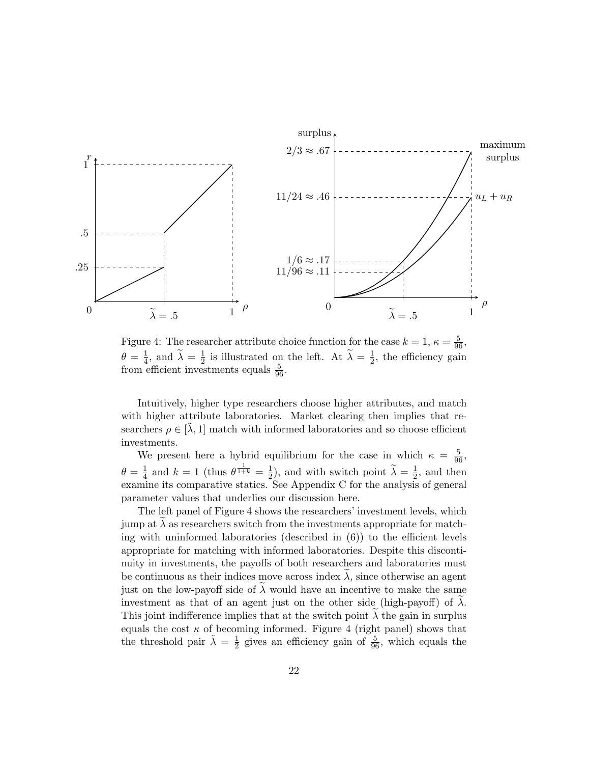Figure 4: The researcher attribute choice function for the case $k = 1$, $\kappa = \frac{5}{96}$, $\theta = \frac{1}{4}$, and $\widetilde{\lambda} = \frac{1}{2}$ is illustrated on the left. At $\widetilde{\lambda} = \frac{1}{2}$, the efficiency gain from efficient investments equals $\frac{5}{96}$.

Intuitively, higher type researchers choose higher attributes, and match with higher attribute laboratories. Market clearing then implies that researchers $\rho \in [\tilde{\lambda}, 1]$ match with informed laboratories and so choose efficient investments.

We present here a hybrid equilibrium for the case in which $\kappa = \frac{5}{96}$, $\theta = \frac{1}{4}$ and $k = 1$ (thus $\theta^{\frac{1}{1+k}} = \frac{1}{2}$), and with switch point $\widetilde{\lambda} = \frac{1}{2}$, and then examine its comparative statics. See Appendix C for the analysis of general parameter values that underlies our discussion here.

The left panel of Figure 4 shows the researchers' investment levels, which jump at $\widetilde{\lambda}$ as researchers switch from the investments appropriate for matching with uninformed laboratories (described in (6)) to the efficient levels appropriate for matching with informed laboratories. Despite this discontinuity in investments, the payoffs of both researchers and laboratories must be continuous as their indices move across index $\widetilde{\lambda}$, since otherwise an agent just on the low-payoff side of $\widetilde{\lambda}$ would have an incentive to make the same investment as that of an agent just on the other side (high-payoff) of $\widetilde{\lambda}$. This joint indifference implies that at the switch point $\widetilde{\lambda}$ the gain in surplus equals the cost $\kappa$ of becoming informed. Figure 4 (right panel) shows that the threshold pair $\tilde{\lambda} = \frac{1}{2}$ gives an efficiency gain of $\frac{5}{96}$, which equals the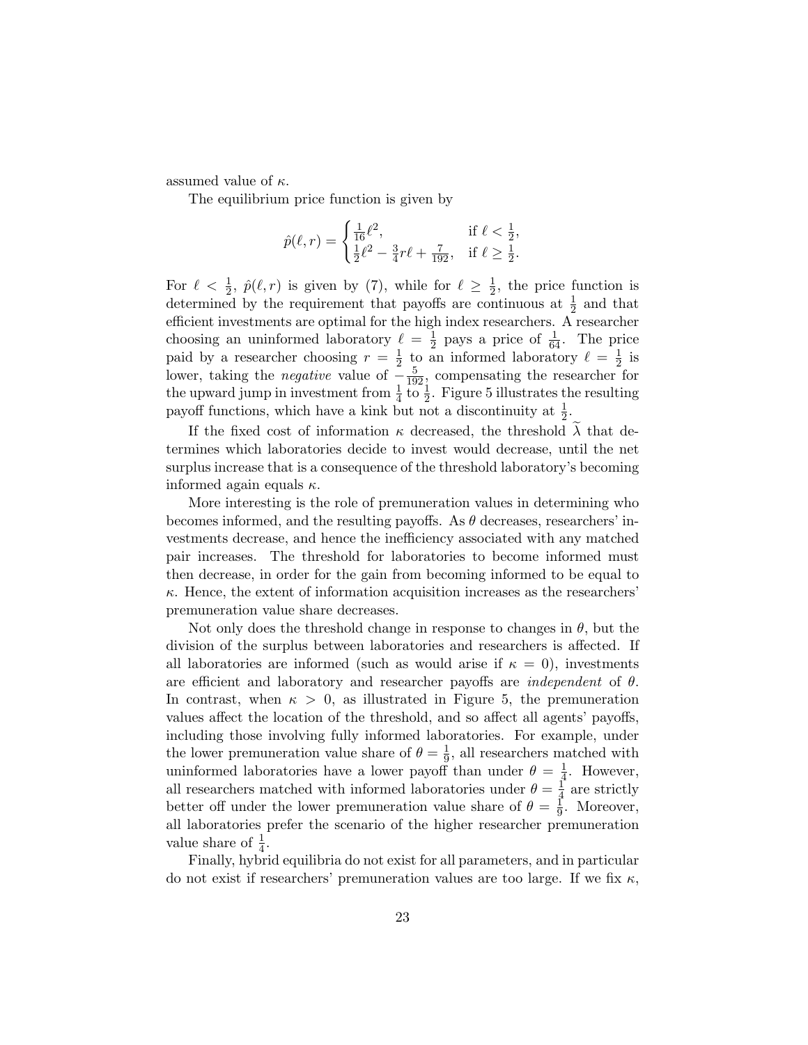assumed value of $\kappa$.

The equilibrium price function is given by

$$\hat{p}(\ell, r) = \begin{cases} \frac{1}{16}\ell^2, & \text{if } \ell < \frac{1}{2}, \\ \frac{1}{2}\ell^2 - \frac{3}{4}r\ell + \frac{7}{192}, & \text{if } \ell \geq \frac{1}{2}. \end{cases}$$

For $\ell < \frac{1}{2}$, $\hat{p}(\ell, r)$ is given by (7), while for $\ell \geq \frac{1}{2}$, the price function is determined by the requirement that payoffs are continuous at $\frac{1}{2}$ and that efficient investments are optimal for the high index researchers. A researcher choosing an uninformed laboratory $\ell = \frac{1}{2}$ pays a price of $\frac{1}{64}$. The price paid by a researcher choosing $r = \frac{1}{2}$ to an informed laboratory $\ell = \frac{1}{2}$ is lower, taking the *negative* value of $-\frac{5}{192}$, compensating the researcher for the upward jump in investment from $\frac{1}{4}$ to $\frac{1}{2}$. Figure 5 illustrates the resulting payoff functions, which have a kink but not a discontinuity at $\frac{1}{2}$.

If the fixed cost of information $\kappa$ decreased, the threshold $\widetilde{\lambda}$ that determines which laboratories decide to invest would decrease, until the net surplus increase that is a consequence of the threshold laboratory's becoming informed again equals $\kappa$.

More interesting is the role of premuneration values in determining who becomes informed, and the resulting payoffs. As $\theta$ decreases, researchers' investments decrease, and hence the inefficiency associated with any matched pair increases. The threshold for laboratories to become informed must then decrease, in order for the gain from becoming informed to be equal to $\kappa$. Hence, the extent of information acquisition increases as the researchers' premuneration value share decreases.

Not only does the threshold change in response to changes in $\theta$, but the division of the surplus between laboratories and researchers is affected. If all laboratories are informed (such as would arise if $\kappa = 0$), investments are efficient and laboratory and researcher payoffs are *independent* of $\theta$. In contrast, when $\kappa > 0$, as illustrated in Figure 5, the premuneration values affect the location of the threshold, and so affect all agents' payoffs, including those involving fully informed laboratories. For example, under the lower premuneration value share of $\theta = \frac{1}{9}$, all researchers matched with uninformed laboratories have a lower payoff than under $\theta = \frac{1}{4}$. However, all researchers matched with informed laboratories under $\theta = \frac{1}{4}$ are strictly better off under the lower premuneration value share of $\theta = \frac{1}{9}$. Moreover, all laboratories prefer the scenario of the higher researcher premuneration value share of $\frac{1}{4}$.

Finally, hybrid equilibria do not exist for all parameters, and in particular do not exist if researchers' premuneration values are too large. If we fix $\kappa$,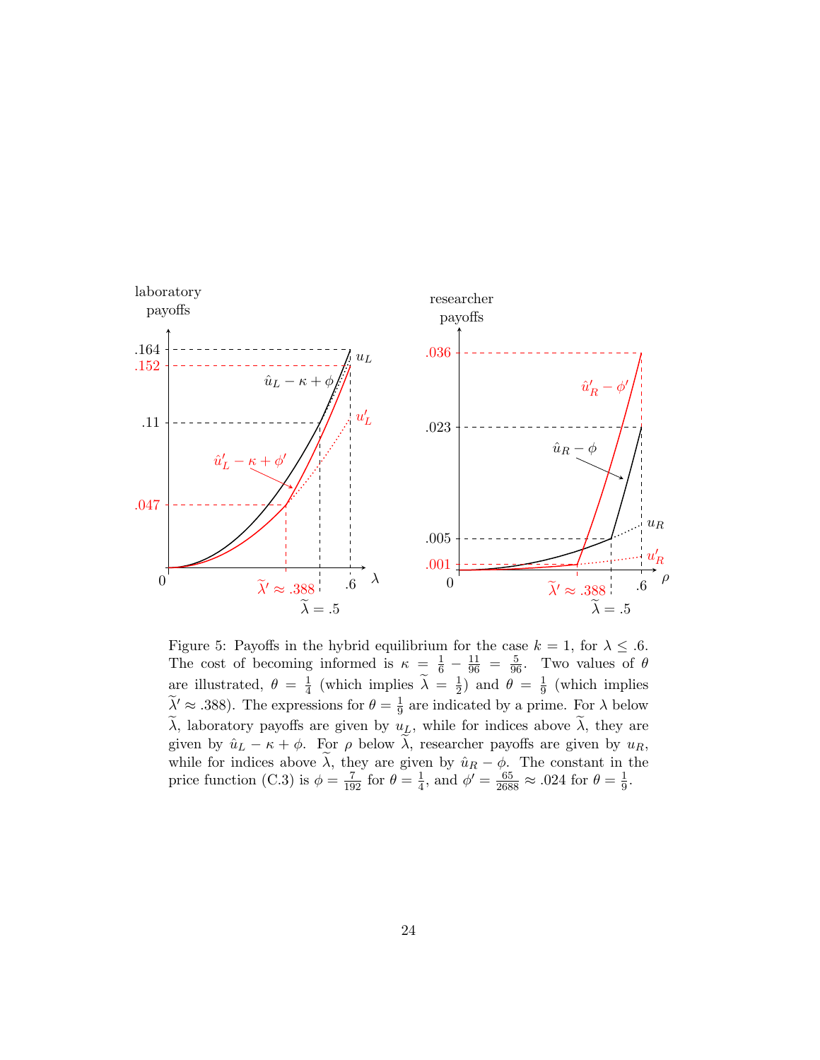Figure 5: Payoffs in the hybrid equilibrium for the case $k = 1$, for $\lambda \leq .6$. The cost of becoming informed is $\kappa = \frac{1}{6} - \frac{11}{96} = \frac{5}{96}$. Two values of $\theta$ are illustrated, $\theta = \frac{1}{4}$ (which implies $\widetilde{\lambda} = \frac{1}{2}$) and $\theta = \frac{1}{9}$ (which implies $\widetilde{\lambda}' \approx .388$). The expressions for $\theta = \frac{1}{9}$ are indicated by a prime. For $\lambda$ below $\widetilde{\lambda}$, laboratory payoffs are given by $u_L$, while for indices above $\widetilde{\lambda}$, they are given by $\hat{u}_L - \kappa + \phi$. For $\rho$ below $\widetilde{\lambda}$, researcher payoffs are given by $u_R$, while for indices above $\widetilde{\lambda}$, they are given by $\hat{u}_R - \phi$. The constant in the price function (C.3) is $\phi = \frac{7}{192}$ for $\theta = \frac{1}{4}$, and $\phi' = \frac{65}{2688} \approx .024$ for $\theta = \frac{1}{9}$.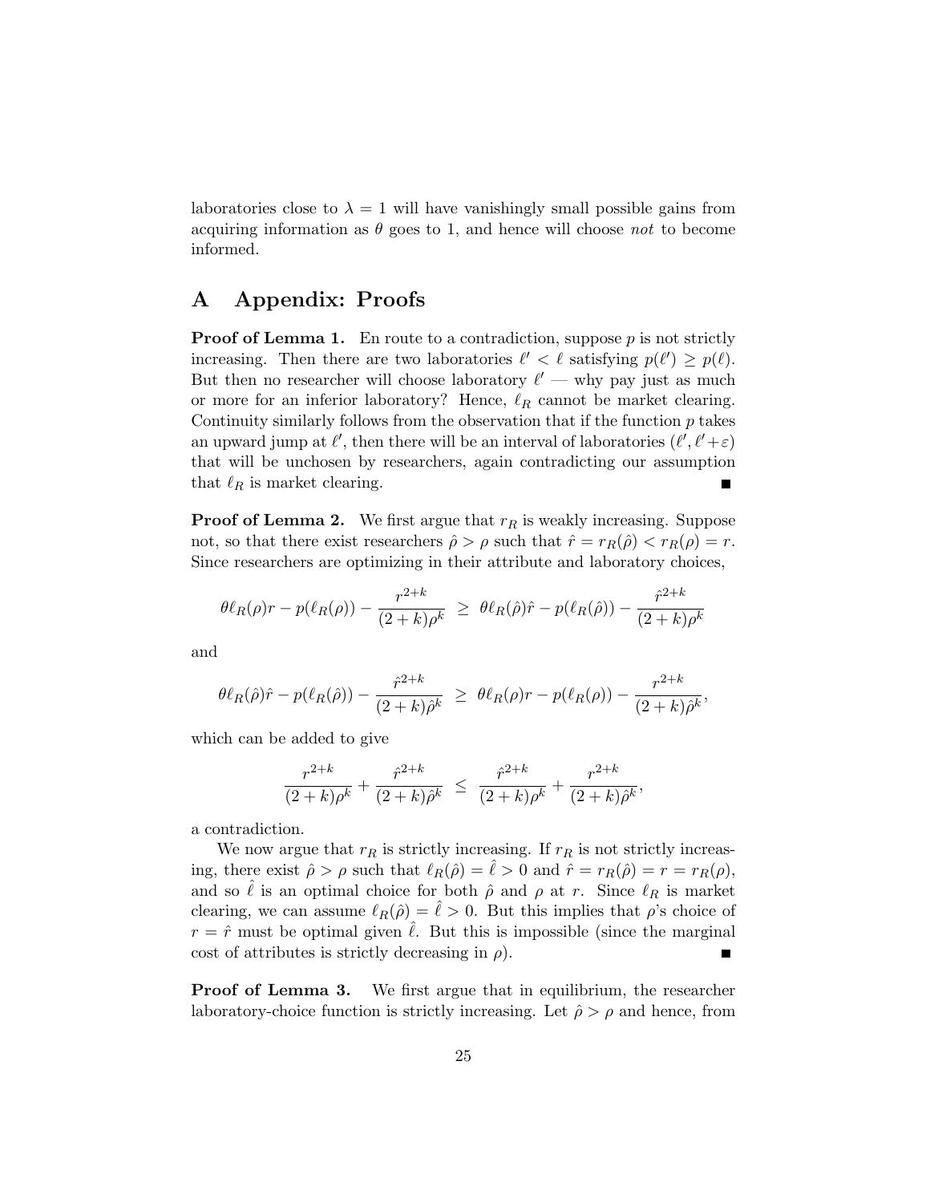laboratories close to $\lambda = 1$ will have vanishingly small possible gains from acquiring information as $\theta$ goes to 1, and hence will choose *not* to become informed.

# A Appendix: Proofs

**Proof of Lemma 1.** En route to a contradiction, suppose $p$ is not strictly increasing. Then there are two laboratories $\ell' < \ell$ satisfying $p(\ell') \geq p(\ell)$. But then no researcher will choose laboratory $\ell'$ — why pay just as much or more for an inferior laboratory? Hence, $\ell_R$ cannot be market clearing. Continuity similarly follows from the observation that if the function $p$ takes an upward jump at $\ell'$, then there will be an interval of laboratories $(\ell', \ell'+\varepsilon)$ that will be unchosen by researchers, again contradicting our assumption that $\ell_R$ is market clearing. ∎

**Proof of Lemma 2.** We first argue that $r_R$ is weakly increasing. Suppose not, so that there exist researchers $\hat{\rho} > \rho$ such that $\hat{r} = r_R(\hat{\rho}) < r_R(\rho) = r$. Since researchers are optimizing in their attribute and laboratory choices,

$$\theta \ell_R(\rho) r - p(\ell_R(\rho)) - \frac{r^{2+k}}{(2+k)\rho^k} \;\geq\; \theta \ell_R(\hat{\rho})\hat{r} - p(\ell_R(\hat{\rho})) - \frac{\hat{r}^{2+k}}{(2+k)\rho^k}$$

and

$$\theta \ell_R(\hat{\rho})\hat{r} - p(\ell_R(\hat{\rho})) - \frac{\hat{r}^{2+k}}{(2+k)\hat{\rho}^k} \;\geq\; \theta \ell_R(\rho) r - p(\ell_R(\rho)) - \frac{r^{2+k}}{(2+k)\hat{\rho}^k},$$

which can be added to give

$$\frac{r^{2+k}}{(2+k)\rho^k} + \frac{\hat{r}^{2+k}}{(2+k)\hat{\rho}^k} \;\leq\; \frac{\hat{r}^{2+k}}{(2+k)\rho^k} + \frac{r^{2+k}}{(2+k)\hat{\rho}^k},$$

a contradiction.

We now argue that $r_R$ is strictly increasing. If $r_R$ is not strictly increasing, there exist $\hat{\rho} > \rho$ such that $\ell_R(\hat{\rho}) = \hat{\ell} > 0$ and $\hat{r} = r_R(\hat{\rho}) = r = r_R(\rho)$, and so $\hat{\ell}$ is an optimal choice for both $\hat{\rho}$ and $\rho$ at $r$. Since $\ell_R$ is market clearing, we can assume $\ell_R(\hat{\rho}) = \hat{\ell} > 0$. But this implies that $\rho$'s choice of $r = \hat{r}$ must be optimal given $\hat{\ell}$. But this is impossible (since the marginal cost of attributes is strictly decreasing in $\rho$). ∎

**Proof of Lemma 3.** We first argue that in equilibrium, the researcher laboratory-choice function is strictly increasing. Let $\hat{\rho} > \rho$ and hence, from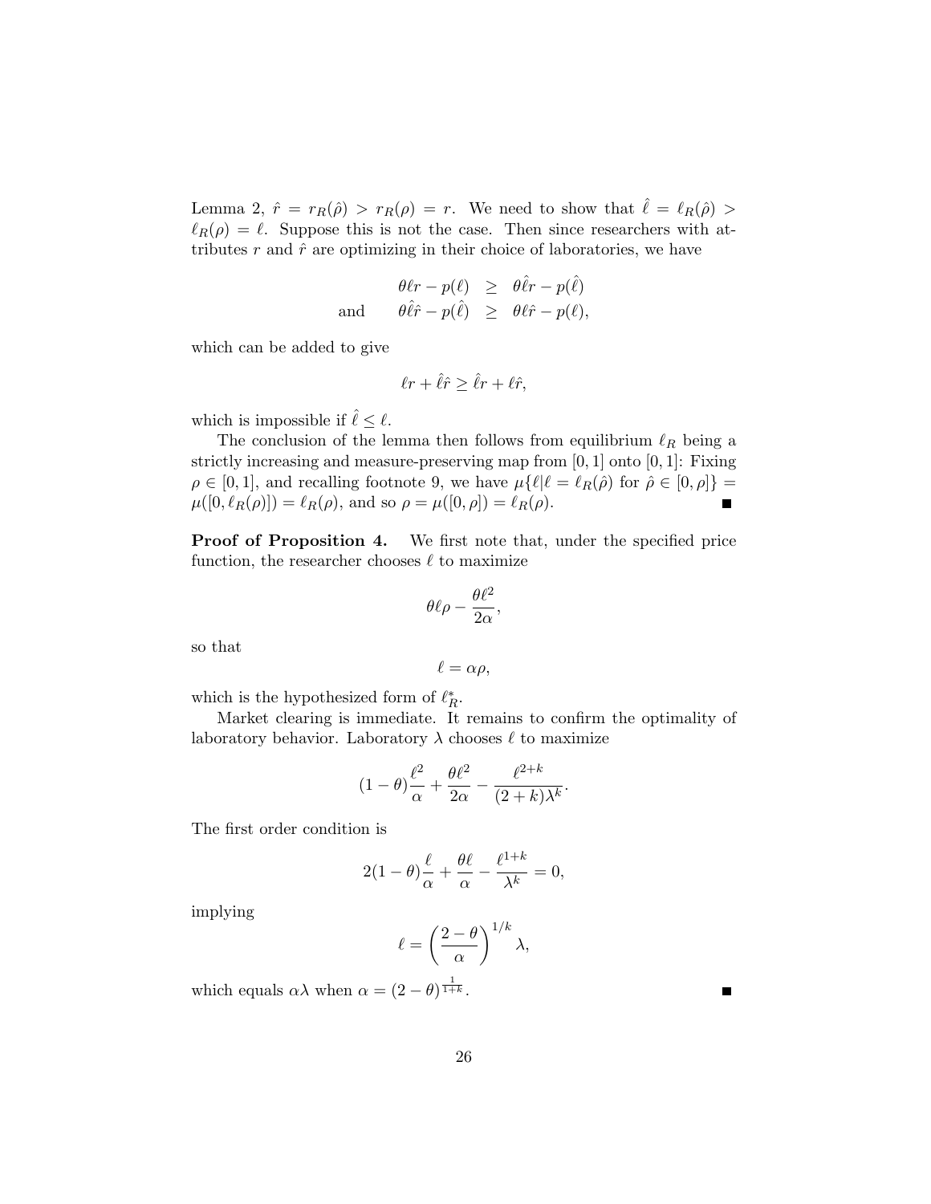Lemma 2, $\hat{r} = r_R(\hat{\rho}) > r_R(\rho) = r$. We need to show that $\hat{\ell} = \ell_R(\hat{\rho}) > \ell_R(\rho) = \ell$. Suppose this is not the case. Then since researchers with attributes $r$ and $\hat{r}$ are optimizing in their choice of laboratories, we have

$$\begin{aligned} \theta\ell r - p(\ell) &\geq \theta\hat{\ell}r - p(\hat{\ell}) \\ \text{and} \qquad \theta\hat{\ell}\hat{r} - p(\hat{\ell}) &\geq \theta\ell\hat{r} - p(\ell), \end{aligned}$$

which can be added to give

$$\ell r + \hat{\ell}\hat{r} \geq \hat{\ell}r + \ell\hat{r},$$

which is impossible if $\hat{\ell} \leq \ell$.

The conclusion of the lemma then follows from equilibrium $\ell_R$ being a strictly increasing and measure-preserving map from $[0,1]$ onto $[0,1]$: Fixing $\rho \in [0,1]$, and recalling footnote 9, we have $\mu\{\ell | \ell = \ell_R(\hat{\rho}) \text{ for } \hat{\rho} \in [0,\rho]\} = \mu([0,\ell_R(\rho)]) = \ell_R(\rho)$, and so $\rho = \mu([0,\rho]) = \ell_R(\rho)$. ∎

**Proof of Proposition 4.** We first note that, under the specified price function, the researcher chooses $\ell$ to maximize

$$\theta\ell\rho - \frac{\theta\ell^2}{2\alpha},$$

so that

$$\ell = \alpha\rho,$$

which is the hypothesized form of $\ell_R^*$.

Market clearing is immediate. It remains to confirm the optimality of laboratory behavior. Laboratory $\lambda$ chooses $\ell$ to maximize

$$(1-\theta)\frac{\ell^2}{\alpha} + \frac{\theta\ell^2}{2\alpha} - \frac{\ell^{2+k}}{(2+k)\lambda^k}.$$

The first order condition is

$$2(1-\theta)\frac{\ell}{\alpha} + \frac{\theta\ell}{\alpha} - \frac{\ell^{1+k}}{\lambda^k} = 0,$$

implying

$$\ell = \left(\frac{2-\theta}{\alpha}\right)^{1/k}\lambda,$$

which equals $\alpha\lambda$ when $\alpha = (2-\theta)^{\frac{1}{1+k}}$. ∎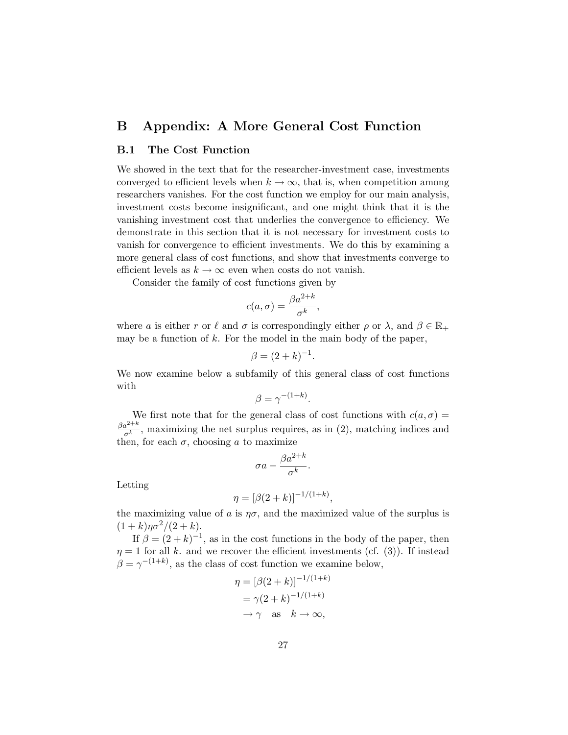# B Appendix: A More General Cost Function

## B.1 The Cost Function

We showed in the text that for the researcher-investment case, investments converged to efficient levels when $k \to \infty$, that is, when competition among researchers vanishes. For the cost function we employ for our main analysis, investment costs become insignificant, and one might think that it is the vanishing investment cost that underlies the convergence to efficiency. We demonstrate in this section that it is not necessary for investment costs to vanish for convergence to efficient investments. We do this by examining a more general class of cost functions, and show that investments converge to efficient levels as $k \to \infty$ even when costs do not vanish.

Consider the family of cost functions given by

$$c(a, \sigma) = \frac{\beta a^{2+k}}{\sigma^k},$$

where $a$ is either $r$ or $\ell$ and $\sigma$ is correspondingly either $\rho$ or $\lambda$, and $\beta \in \mathbb{R}_+$ may be a function of $k$. For the model in the main body of the paper,

$$\beta = (2+k)^{-1}.$$

We now examine below a subfamily of this general class of cost functions with

$$\beta = \gamma^{-(1+k)}.$$

We first note that for the general class of cost functions with $c(a, \sigma) = \frac{\beta a^{2+k}}{\sigma^k}$, maximizing the net surplus requires, as in (2), matching indices and then, for each $\sigma$, choosing $a$ to maximize

$$\sigma a - \frac{\beta a^{2+k}}{\sigma^k}.$$

Letting

$$\eta = [\beta(2+k)]^{-1/(1+k)},$$

the maximizing value of $a$ is $\eta\sigma$, and the maximized value of the surplus is $(1+k)\eta\sigma^2/(2+k)$.

If $\beta = (2+k)^{-1}$, as in the cost functions in the body of the paper, then $\eta = 1$ for all $k$. and we recover the efficient investments (cf. (3)). If instead $\beta = \gamma^{-(1+k)}$, as the class of cost function we examine below,

$$\begin{aligned}
\eta &= [\beta(2+k)]^{-1/(1+k)} \\
&= \gamma(2+k)^{-1/(1+k)} \\
&\to \gamma \quad \text{as} \quad k \to \infty,
\end{aligned}$$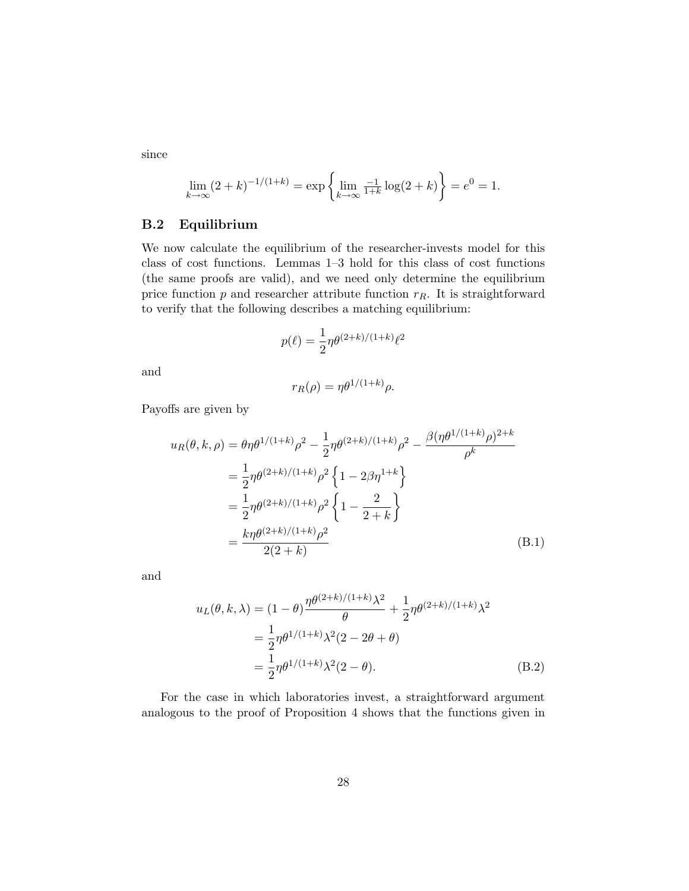since

$$\lim_{k\to\infty} (2+k)^{-1/(1+k)} = \exp\left\{\lim_{k\to\infty} \tfrac{-1}{1+k}\log(2+k)\right\} = e^0 = 1.$$

## B.2 Equilibrium

We now calculate the equilibrium of the researcher-invests model for this class of cost functions. Lemmas 1–3 hold for this class of cost functions (the same proofs are valid), and we need only determine the equilibrium price function $p$ and researcher attribute function $r_R$. It is straightforward to verify that the following describes a matching equilibrium:

$$p(\ell) = \frac{1}{2}\eta\theta^{(2+k)/(1+k)}\ell^2$$

and

$$r_R(\rho) = \eta\theta^{1/(1+k)}\rho.$$

Payoffs are given by

$$\begin{aligned}
u_R(\theta, k, \rho) &= \theta\eta\theta^{1/(1+k)}\rho^2 - \frac{1}{2}\eta\theta^{(2+k)/(1+k)}\rho^2 - \frac{\beta(\eta\theta^{1/(1+k)}\rho)^{2+k}}{\rho^k} \\
&= \frac{1}{2}\eta\theta^{(2+k)/(1+k)}\rho^2\left\{1 - 2\beta\eta^{1+k}\right\} \\
&= \frac{1}{2}\eta\theta^{(2+k)/(1+k)}\rho^2\left\{1 - \frac{2}{2+k}\right\} \\
&= \frac{k\eta\theta^{(2+k)/(1+k)}\rho^2}{2(2+k)}
\end{aligned} \tag{B.1}$$

and

$$\begin{aligned}
u_L(\theta, k, \lambda) &= (1-\theta)\frac{\eta\theta^{(2+k)/(1+k)}\lambda^2}{\theta} + \frac{1}{2}\eta\theta^{(2+k)/(1+k)}\lambda^2 \\
&= \frac{1}{2}\eta\theta^{1/(1+k)}\lambda^2(2 - 2\theta + \theta) \\
&= \frac{1}{2}\eta\theta^{1/(1+k)}\lambda^2(2-\theta).
\end{aligned} \tag{B.2}$$

For the case in which laboratories invest, a straightforward argument analogous to the proof of Proposition 4 shows that the functions given in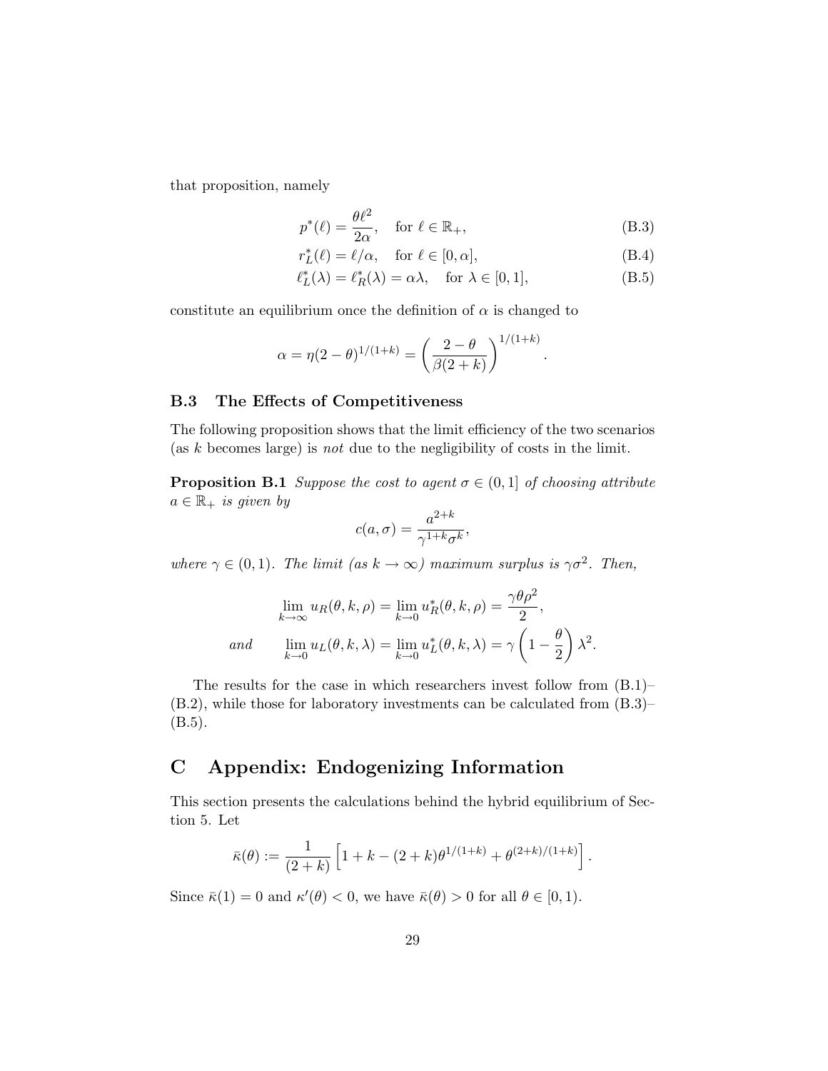that proposition, namely

$$p^*(\ell) = \frac{\theta \ell^2}{2\alpha}, \quad \text{for } \ell \in \mathbb{R}_+, \tag{B.3}$$

$$r_L^*(\ell) = \ell/\alpha, \quad \text{for } \ell \in [0, \alpha], \tag{B.4}$$

$$\ell_L^*(\lambda) = \ell_R^*(\lambda) = \alpha\lambda, \quad \text{for } \lambda \in [0, 1], \tag{B.5}$$

constitute an equilibrium once the definition of $\alpha$ is changed to

$$\alpha = \eta(2-\theta)^{1/(1+k)} = \left(\frac{2-\theta}{\beta(2+k)}\right)^{1/(1+k)}.$$

### B.3 The Effects of Competitiveness

The following proposition shows that the limit efficiency of the two scenarios (as $k$ becomes large) is *not* due to the negligibility of costs in the limit.

**Proposition B.1** *Suppose the cost to agent $\sigma \in (0, 1]$ of choosing attribute $a \in \mathbb{R}_+$ is given by*

$$c(a, \sigma) = \frac{a^{2+k}}{\gamma^{1+k}\sigma^k},$$

*where $\gamma \in (0, 1)$. The limit (as $k \to \infty$) maximum surplus is $\gamma\sigma^2$. Then,*

$$\lim_{k\to\infty} u_R(\theta, k, \rho) = \lim_{k\to 0} u_R^*(\theta, k, \rho) = \frac{\gamma\theta\rho^2}{2},$$

*and* $$\lim_{k\to 0} u_L(\theta, k, \lambda) = \lim_{k\to 0} u_L^*(\theta, k, \lambda) = \gamma\left(1 - \frac{\theta}{2}\right)\lambda^2.$$

The results for the case in which researchers invest follow from (B.1)–(B.2), while those for laboratory investments can be calculated from (B.3)–(B.5).

## C Appendix: Endogenizing Information

This section presents the calculations behind the hybrid equilibrium of Section 5. Let

$$\bar{\kappa}(\theta) := \frac{1}{(2+k)}\left[1 + k - (2+k)\theta^{1/(1+k)} + \theta^{(2+k)/(1+k)}\right].$$

Since $\bar{\kappa}(1) = 0$ and $\kappa'(\theta) < 0$, we have $\bar{\kappa}(\theta) > 0$ for all $\theta \in [0, 1)$.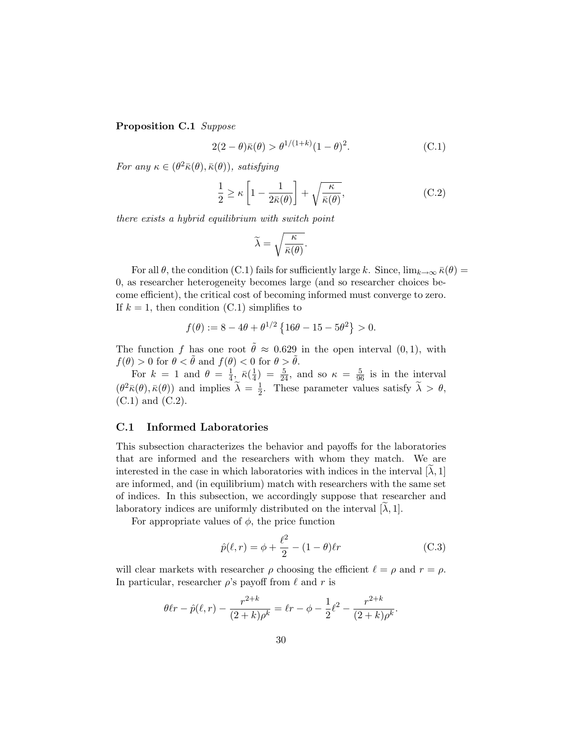**Proposition C.1** *Suppose*

$$2(2-\theta)\bar{\kappa}(\theta) > \theta^{1/(1+k)}(1-\theta)^2. \tag{C.1}$$

*For any* $\kappa \in (\theta^2\bar{\kappa}(\theta), \bar{\kappa}(\theta))$*, satisfying*

$$\frac{1}{2} \geq \kappa\left[1 - \frac{1}{2\bar{\kappa}(\theta)}\right] + \sqrt{\frac{\kappa}{\bar{\kappa}(\theta)}}, \tag{C.2}$$

*there exists a hybrid equilibrium with switch point*

$$\widetilde{\lambda} = \sqrt{\frac{\kappa}{\bar{\kappa}(\theta)}}.$$

For all $\theta$, the condition (C.1) fails for sufficiently large $k$. Since, $\lim_{k\to\infty}\bar{\kappa}(\theta) = 0$, as researcher heterogeneity becomes large (and so researcher choices become efficient), the critical cost of becoming informed must converge to zero. If $k = 1$, then condition (C.1) simplifies to

$$f(\theta) := 8 - 4\theta + \theta^{1/2}\left\{16\theta - 15 - 5\theta^2\right\} > 0.$$

The function $f$ has one root $\tilde{\theta} \approx 0.629$ in the open interval $(0,1)$, with $f(\theta) > 0$ for $\theta < \tilde{\theta}$ and $f(\theta) < 0$ for $\theta > \tilde{\theta}$.

For $k = 1$ and $\theta = \frac{1}{4}$, $\bar{\kappa}(\frac{1}{4}) = \frac{5}{24}$, and so $\kappa = \frac{5}{96}$ is in the interval $(\theta^2\bar{\kappa}(\theta), \bar{\kappa}(\theta))$ and implies $\widetilde{\lambda} = \frac{1}{2}$. These parameter values satisfy $\widetilde{\lambda} > \theta$, (C.1) and (C.2).

## C.1 Informed Laboratories

This subsection characterizes the behavior and payoffs for the laboratories that are informed and the researchers with whom they match. We are interested in the case in which laboratories with indices in the interval $[\widetilde{\lambda}, 1]$ are informed, and (in equilibrium) match with researchers with the same set of indices. In this subsection, we accordingly suppose that researcher and laboratory indices are uniformly distributed on the interval $[\widetilde{\lambda}, 1]$.

For appropriate values of $\phi$, the price function

$$\hat{p}(\ell, r) = \phi + \frac{\ell^2}{2} - (1-\theta)\ell r \tag{C.3}$$

will clear markets with researcher $\rho$ choosing the efficient $\ell = \rho$ and $r = \rho$. In particular, researcher $\rho$'s payoff from $\ell$ and $r$ is

$$\theta\ell r - \hat{p}(\ell, r) - \frac{r^{2+k}}{(2+k)\rho^k} = \ell r - \phi - \frac{1}{2}\ell^2 - \frac{r^{2+k}}{(2+k)\rho^k}.$$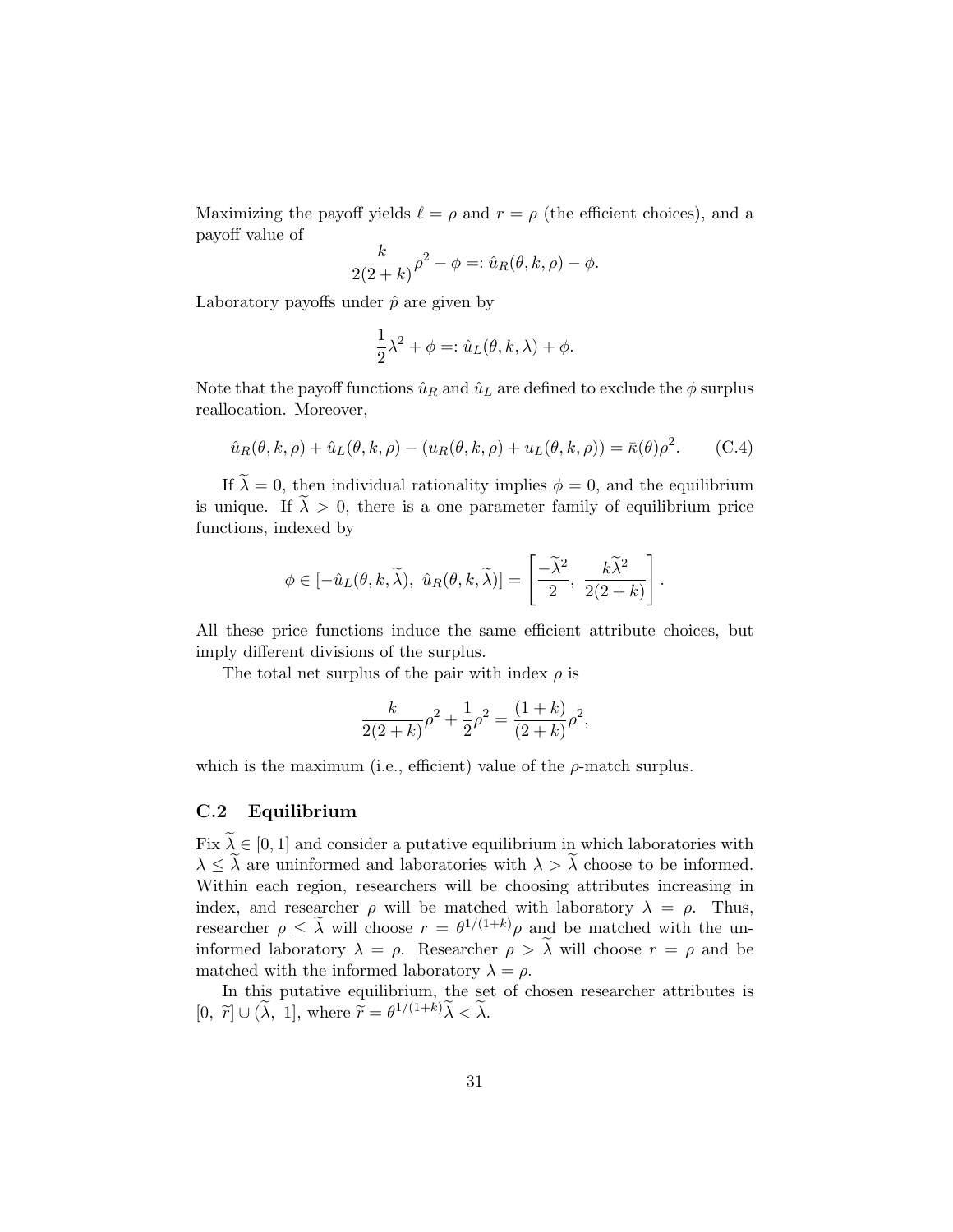Maximizing the payoff yields $\ell = \rho$ and $r = \rho$ (the efficient choices), and a payoff value of

$$\frac{k}{2(2+k)}\rho^2 - \phi =: \hat{u}_R(\theta, k, \rho) - \phi.$$

Laboratory payoffs under $\hat{p}$ are given by

$$\frac{1}{2}\lambda^2 + \phi =: \hat{u}_L(\theta, k, \lambda) + \phi.$$

Note that the payoff functions $\hat{u}_R$ and $\hat{u}_L$ are defined to exclude the $\phi$ surplus reallocation. Moreover,

$$\hat{u}_R(\theta, k, \rho) + \hat{u}_L(\theta, k, \rho) - (u_R(\theta, k, \rho) + u_L(\theta, k, \rho)) = \bar{\kappa}(\theta)\rho^2. \qquad \text{(C.4)}$$

If $\widetilde{\lambda} = 0$, then individual rationality implies $\phi = 0$, and the equilibrium is unique. If $\widetilde{\lambda} > 0$, there is a one parameter family of equilibrium price functions, indexed by

$$\phi \in [-\hat{u}_L(\theta, k, \widetilde{\lambda}),\ \hat{u}_R(\theta, k, \widetilde{\lambda})] = \left[\frac{-\widetilde{\lambda}^2}{2},\ \frac{k\widetilde{\lambda}^2}{2(2+k)}\right].$$

All these price functions induce the same efficient attribute choices, but imply different divisions of the surplus.

The total net surplus of the pair with index $\rho$ is

$$\frac{k}{2(2+k)}\rho^2 + \frac{1}{2}\rho^2 = \frac{(1+k)}{(2+k)}\rho^2,$$

which is the maximum (i.e., efficient) value of the $\rho$-match surplus.

## C.2 Equilibrium

Fix $\widetilde{\lambda} \in [0, 1]$ and consider a putative equilibrium in which laboratories with $\lambda \le \widetilde{\lambda}$ are uninformed and laboratories with $\lambda > \widetilde{\lambda}$ choose to be informed. Within each region, researchers will be choosing attributes increasing in index, and researcher $\rho$ will be matched with laboratory $\lambda = \rho$. Thus, researcher $\rho \le \widetilde{\lambda}$ will choose $r = \theta^{1/(1+k)}\rho$ and be matched with the uninformed laboratory $\lambda = \rho$. Researcher $\rho > \widetilde{\lambda}$ will choose $r = \rho$ and be matched with the informed laboratory $\lambda = \rho$.

In this putative equilibrium, the set of chosen researcher attributes is $[0,\ \widetilde{r}] \cup (\widetilde{\lambda},\ 1]$, where $\widetilde{r} = \theta^{1/(1+k)}\widetilde{\lambda} < \widetilde{\lambda}$.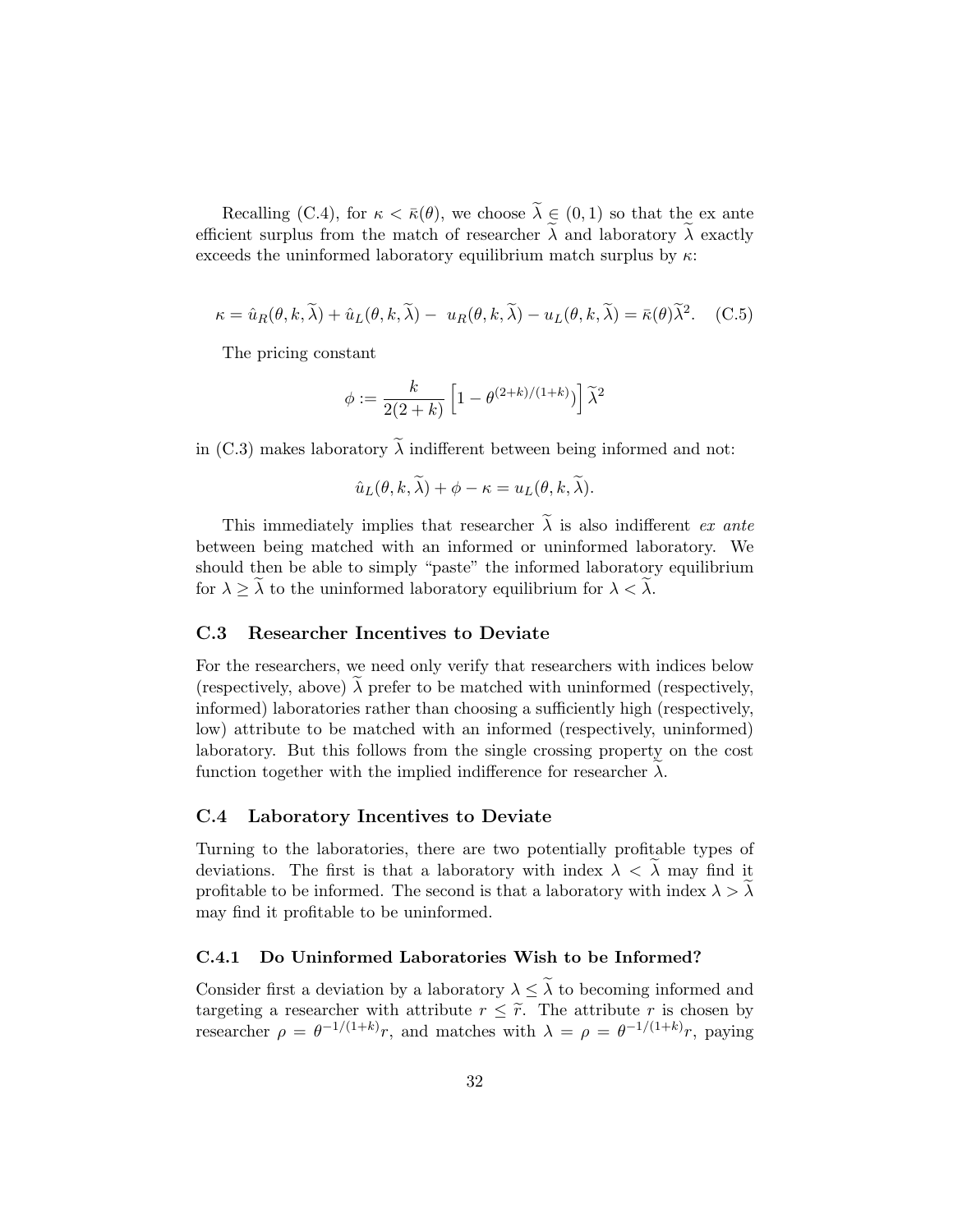Recalling (C.4), for $\kappa < \bar{\kappa}(\theta)$, we choose $\widetilde{\lambda} \in (0,1)$ so that the ex ante efficient surplus from the match of researcher $\widetilde{\lambda}$ and laboratory $\widetilde{\lambda}$ exactly exceeds the uninformed laboratory equilibrium match surplus by $\kappa$:

$$\kappa = \hat{u}_R(\theta, k, \widetilde{\lambda}) + \hat{u}_L(\theta, k, \widetilde{\lambda}) - \ u_R(\theta, k, \widetilde{\lambda}) - u_L(\theta, k, \widetilde{\lambda}) = \bar{\kappa}(\theta)\widetilde{\lambda}^2. \quad \text{(C.5)}$$

The pricing constant

$$\phi := \frac{k}{2(2+k)} \left[1 - \theta^{(2+k)/(1+k)}\right] \widetilde{\lambda}^2$$

in (C.3) makes laboratory $\widetilde{\lambda}$ indifferent between being informed and not:

$$\hat{u}_L(\theta, k, \widetilde{\lambda}) + \phi - \kappa = u_L(\theta, k, \widetilde{\lambda}).$$

This immediately implies that researcher $\widetilde{\lambda}$ is also indifferent *ex ante* between being matched with an informed or uninformed laboratory. We should then be able to simply "paste" the informed laboratory equilibrium for $\lambda \geq \widetilde{\lambda}$ to the uninformed laboratory equilibrium for $\lambda < \widetilde{\lambda}$.

## C.3 Researcher Incentives to Deviate

For the researchers, we need only verify that researchers with indices below (respectively, above) $\widetilde{\lambda}$ prefer to be matched with uninformed (respectively, informed) laboratories rather than choosing a sufficiently high (respectively, low) attribute to be matched with an informed (respectively, uninformed) laboratory. But this follows from the single crossing property on the cost function together with the implied indifference for researcher $\widetilde{\lambda}$.

## C.4 Laboratory Incentives to Deviate

Turning to the laboratories, there are two potentially profitable types of deviations. The first is that a laboratory with index $\lambda < \widetilde{\lambda}$ may find it profitable to be informed. The second is that a laboratory with index $\lambda > \widetilde{\lambda}$ may find it profitable to be uninformed.

### C.4.1 Do Uninformed Laboratories Wish to be Informed?

Consider first a deviation by a laboratory $\lambda \leq \widetilde{\lambda}$ to becoming informed and targeting a researcher with attribute $r \leq \widetilde{r}$. The attribute $r$ is chosen by researcher $\rho = \theta^{-1/(1+k)}r$, and matches with $\lambda = \rho = \theta^{-1/(1+k)}r$, paying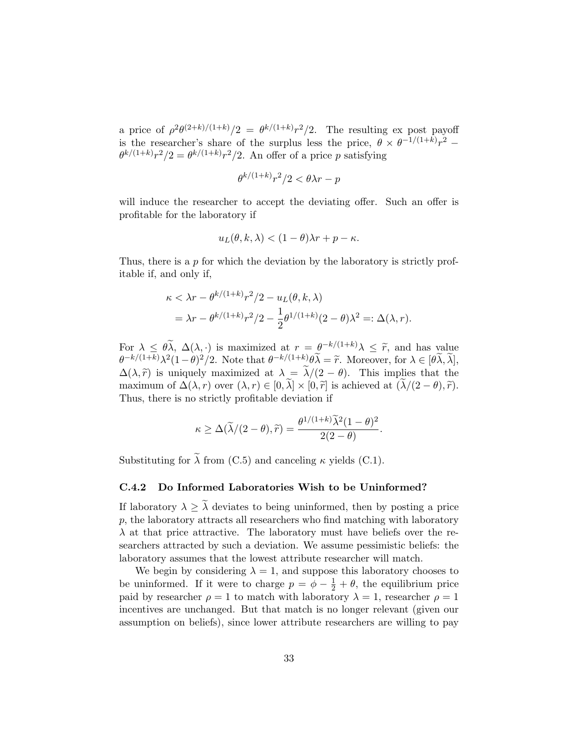a price of $\rho^2\theta^{(2+k)/(1+k)}/2 = \theta^{k/(1+k)}r^2/2$. The resulting ex post payoff is the researcher's share of the surplus less the price, $\theta \times \theta^{-1/(1+k)}r^2 - \theta^{k/(1+k)}r^2/2 = \theta^{k/(1+k)}r^2/2$. An offer of a price $p$ satisfying

$$\theta^{k/(1+k)}r^2/2 < \theta\lambda r - p$$

will induce the researcher to accept the deviating offer. Such an offer is profitable for the laboratory if

$$u_L(\theta, k, \lambda) < (1-\theta)\lambda r + p - \kappa.$$

Thus, there is a $p$ for which the deviation by the laboratory is strictly profitable if, and only if,

$$\begin{aligned}
\kappa &< \lambda r - \theta^{k/(1+k)}r^2/2 - u_L(\theta, k, \lambda) \\
&= \lambda r - \theta^{k/(1+k)}r^2/2 - \frac{1}{2}\theta^{1/(1+k)}(2-\theta)\lambda^2 =: \Delta(\lambda, r).
\end{aligned}$$

For $\lambda \le \theta\widetilde{\lambda}$, $\Delta(\lambda, \cdot)$ is maximized at $r = \theta^{-k/(1+k)}\lambda \le \widetilde{r}$, and has value $\theta^{-k/(1+k)}\lambda^2(1-\theta)^2/2$. Note that $\theta^{-k/(1+k)}\theta\widetilde{\lambda} = \widetilde{r}$. Moreover, for $\lambda \in [\theta\widetilde{\lambda}, \widetilde{\lambda}]$, $\Delta(\lambda, \widetilde{r})$ is uniquely maximized at $\lambda = \widetilde{\lambda}/(2-\theta)$. This implies that the maximum of $\Delta(\lambda, r)$ over $(\lambda, r) \in [0, \widetilde{\lambda}] \times [0, \widetilde{r}]$ is achieved at $(\widetilde{\lambda}/(2-\theta), \widetilde{r})$. Thus, there is no strictly profitable deviation if

$$\kappa \ge \Delta(\widetilde{\lambda}/(2-\theta), \widetilde{r}) = \frac{\theta^{1/(1+k)}\widetilde{\lambda}^2(1-\theta)^2}{2(2-\theta)}.$$

Substituting for $\widetilde{\lambda}$ from (C.5) and canceling $\kappa$ yields (C.1).

### C.4.2 Do Informed Laboratories Wish to be Uninformed?

If laboratory $\lambda \ge \widetilde{\lambda}$ deviates to being uninformed, then by posting a price $p$, the laboratory attracts all researchers who find matching with laboratory $\lambda$ at that price attractive. The laboratory must have beliefs over the researchers attracted by such a deviation. We assume pessimistic beliefs: the laboratory assumes that the lowest attribute researcher will match.

We begin by considering $\lambda = 1$, and suppose this laboratory chooses to be uninformed. If it were to charge $p = \phi - \frac{1}{2} + \theta$, the equilibrium price paid by researcher $\rho = 1$ to match with laboratory $\lambda = 1$, researcher $\rho = 1$ incentives are unchanged. But that match is no longer relevant (given our assumption on beliefs), since lower attribute researchers are willing to pay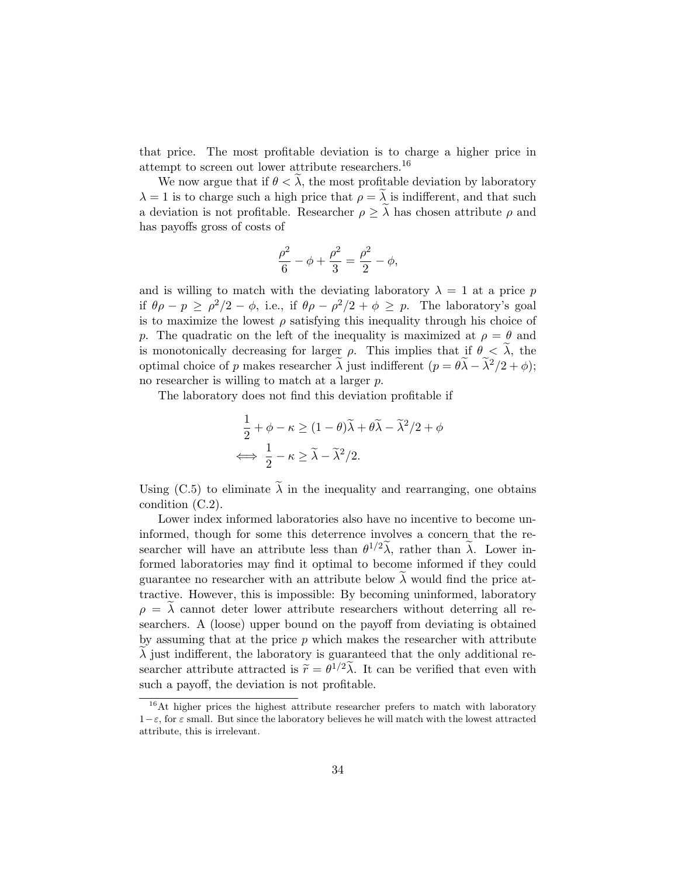that price. The most profitable deviation is to charge a higher price in attempt to screen out lower attribute researchers.[16]

We now argue that if $\theta < \widetilde{\lambda}$, the most profitable deviation by laboratory $\lambda = 1$ is to charge such a high price that $\rho = \widetilde{\lambda}$ is indifferent, and that such a deviation is not profitable. Researcher $\rho \geq \widetilde{\lambda}$ has chosen attribute $\rho$ and has payoffs gross of costs of

$$\frac{\rho^2}{6} - \phi + \frac{\rho^2}{3} = \frac{\rho^2}{2} - \phi,$$

and is willing to match with the deviating laboratory $\lambda = 1$ at a price $p$ if $\theta\rho - p \geq \rho^2/2 - \phi$, i.e., if $\theta\rho - \rho^2/2 + \phi \geq p$. The laboratory's goal is to maximize the lowest $\rho$ satisfying this inequality through his choice of $p$. The quadratic on the left of the inequality is maximized at $\rho = \theta$ and is monotonically decreasing for larger $\rho$. This implies that if $\theta < \widetilde{\lambda}$, the optimal choice of $p$ makes researcher $\widetilde{\lambda}$ just indifferent ($p = \theta\widetilde{\lambda} - \widetilde{\lambda}^2/2 + \phi$); no researcher is willing to match at a larger $p$.

The laboratory does not find this deviation profitable if

$$\begin{aligned}
&\frac{1}{2} + \phi - \kappa \geq (1-\theta)\widetilde{\lambda} + \theta\widetilde{\lambda} - \widetilde{\lambda}^2/2 + \phi \\
\iff &\frac{1}{2} - \kappa \geq \widetilde{\lambda} - \widetilde{\lambda}^2/2.
\end{aligned}$$

Using (C.5) to eliminate $\widetilde{\lambda}$ in the inequality and rearranging, one obtains condition (C.2).

Lower index informed laboratories also have no incentive to become uninformed, though for some this deterrence involves a concern that the researcher will have an attribute less than $\theta^{1/2}\widetilde{\lambda}$, rather than $\widetilde{\lambda}$. Lower informed laboratories may find it optimal to become informed if they could guarantee no researcher with an attribute below $\widetilde{\lambda}$ would find the price attractive. However, this is impossible: By becoming uninformed, laboratory $\rho = \widetilde{\lambda}$ cannot deter lower attribute researchers without deterring all researchers. A (loose) upper bound on the payoff from deviating is obtained by assuming that at the price $p$ which makes the researcher with attribute $\widetilde{\lambda}$ just indifferent, the laboratory is guaranteed that the only additional researcher attribute attracted is $\widetilde{r} = \theta^{1/2}\widetilde{\lambda}$. It can be verified that even with such a payoff, the deviation is not profitable.

[16] At higher prices the highest attribute researcher prefers to match with laboratory $1-\varepsilon$, for $\varepsilon$ small. But since the laboratory believes he will match with the lowest attracted attribute, this is irrelevant.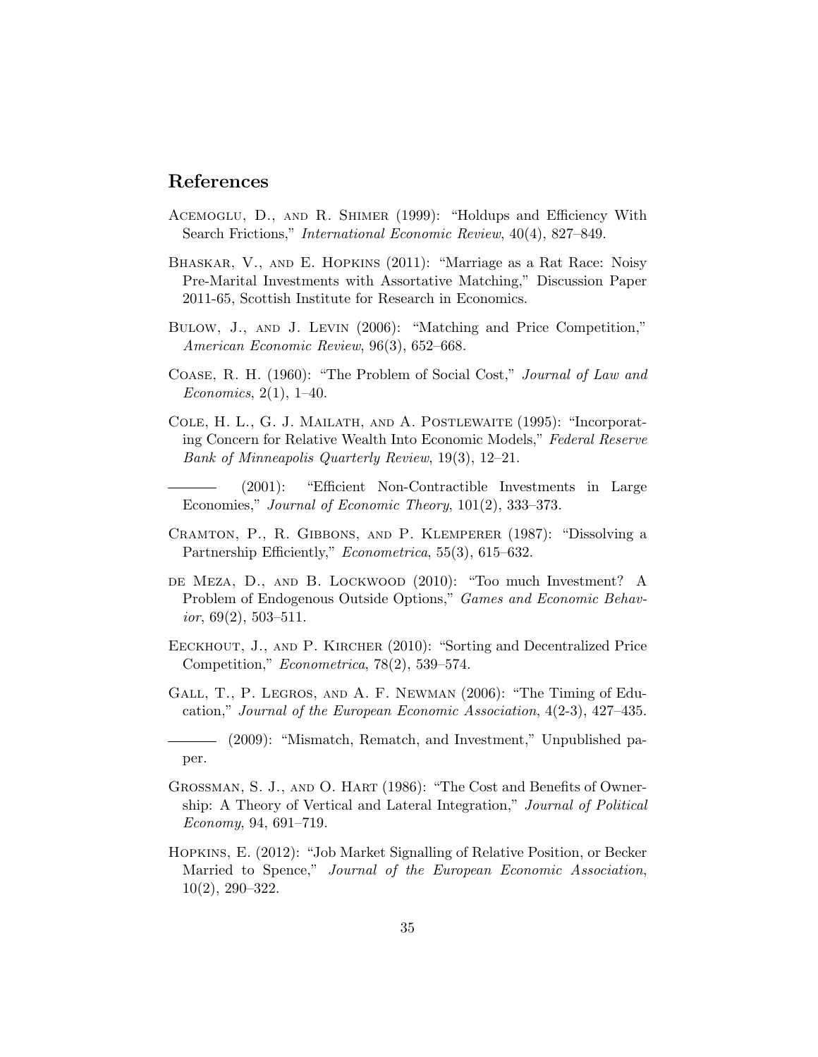## References

Acemoglu, D., and R. Shimer (1999): "Holdups and Efficiency With Search Frictions," *International Economic Review*, 40(4), 827–849.

Bhaskar, V., and E. Hopkins (2011): "Marriage as a Rat Race: Noisy Pre-Marital Investments with Assortative Matching," Discussion Paper 2011-65, Scottish Institute for Research in Economics.

Bulow, J., and J. Levin (2006): "Matching and Price Competition," *American Economic Review*, 96(3), 652–668.

Coase, R. H. (1960): "The Problem of Social Cost," *Journal of Law and Economics*, 2(1), 1–40.

Cole, H. L., G. J. Mailath, and A. Postlewaite (1995): "Incorporating Concern for Relative Wealth Into Economic Models," *Federal Reserve Bank of Minneapolis Quarterly Review*, 19(3), 12–21.

——— (2001): "Efficient Non-Contractible Investments in Large Economies," *Journal of Economic Theory*, 101(2), 333–373.

Cramton, P., R. Gibbons, and P. Klemperer (1987): "Dissolving a Partnership Efficiently," *Econometrica*, 55(3), 615–632.

de Meza, D., and B. Lockwood (2010): "Too much Investment? A Problem of Endogenous Outside Options," *Games and Economic Behavior*, 69(2), 503–511.

Eeckhout, J., and P. Kircher (2010): "Sorting and Decentralized Price Competition," *Econometrica*, 78(2), 539–574.

Gall, T., P. Legros, and A. F. Newman (2006): "The Timing of Education," *Journal of the European Economic Association*, 4(2-3), 427–435.

——— (2009): "Mismatch, Rematch, and Investment," Unpublished paper.

Grossman, S. J., and O. Hart (1986): "The Cost and Benefits of Ownership: A Theory of Vertical and Lateral Integration," *Journal of Political Economy*, 94, 691–719.

Hopkins, E. (2012): "Job Market Signalling of Relative Position, or Becker Married to Spence," *Journal of the European Economic Association*, 10(2), 290–322.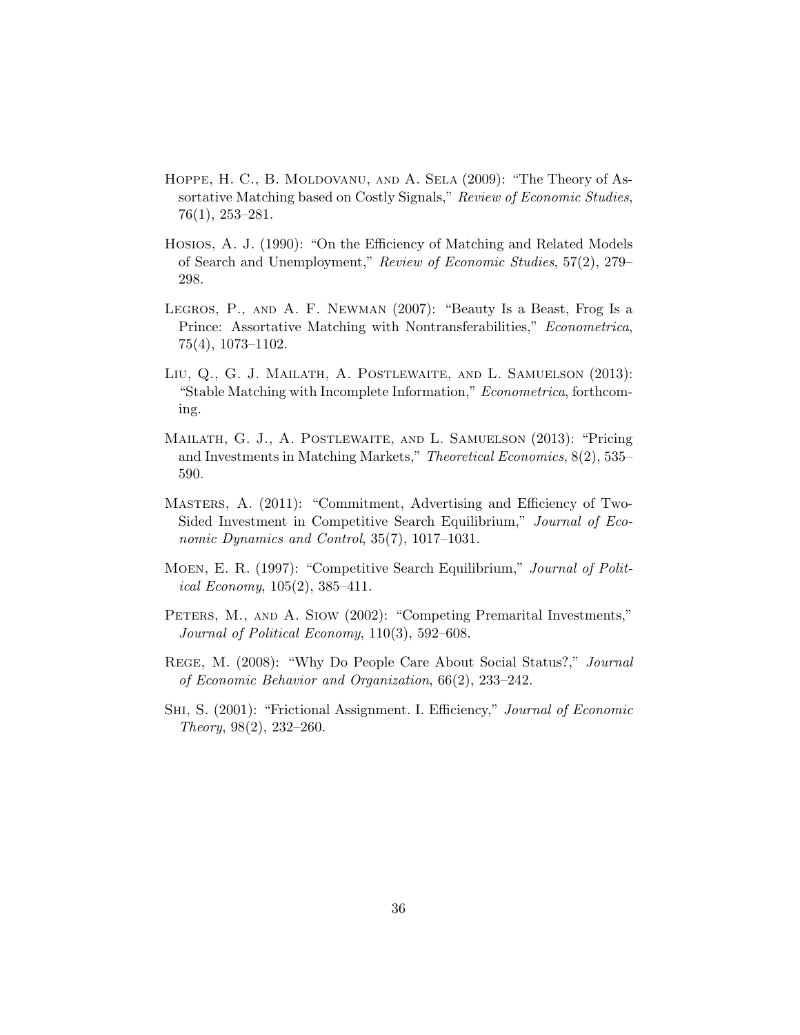Hoppe, H. C., B. Moldovanu, and A. Sela (2009): "The Theory of Assortative Matching based on Costly Signals," *Review of Economic Studies*, 76(1), 253–281.

Hosios, A. J. (1990): "On the Efficiency of Matching and Related Models of Search and Unemployment," *Review of Economic Studies*, 57(2), 279–298.

Legros, P., and A. F. Newman (2007): "Beauty Is a Beast, Frog Is a Prince: Assortative Matching with Nontransferabilities," *Econometrica*, 75(4), 1073–1102.

Liu, Q., G. J. Mailath, A. Postlewaite, and L. Samuelson (2013): "Stable Matching with Incomplete Information," *Econometrica*, forthcoming.

Mailath, G. J., A. Postlewaite, and L. Samuelson (2013): "Pricing and Investments in Matching Markets," *Theoretical Economics*, 8(2), 535–590.

Masters, A. (2011): "Commitment, Advertising and Efficiency of Two-Sided Investment in Competitive Search Equilibrium," *Journal of Economic Dynamics and Control*, 35(7), 1017–1031.

Moen, E. R. (1997): "Competitive Search Equilibrium," *Journal of Political Economy*, 105(2), 385–411.

Peters, M., and A. Siow (2002): "Competing Premarital Investments," *Journal of Political Economy*, 110(3), 592–608.

Rege, M. (2008): "Why Do People Care About Social Status?," *Journal of Economic Behavior and Organization*, 66(2), 233–242.

Shi, S. (2001): "Frictional Assignment. I. Efficiency," *Journal of Economic Theory*, 98(2), 232–260.